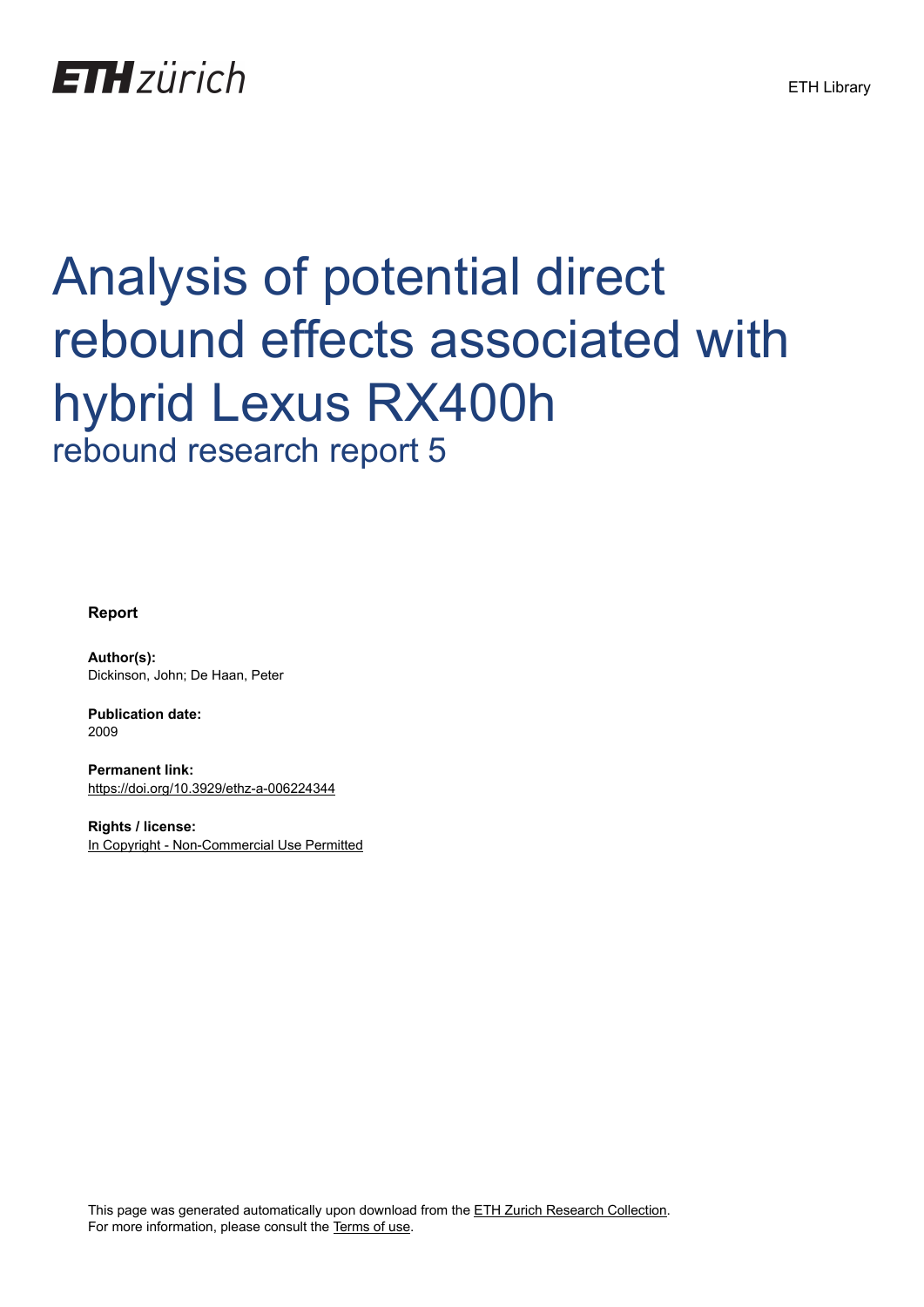ETH zürich

ETH Library

# Analysis of potential direct rebound effects associated with hybrid Lexus RX400h

## rebound research report 5

**Report**

**Author(s):**
Dickinson, John; De Haan, Peter

**Publication date:**
2009

**Permanent link:**
https://doi.org/10.3929/ethz-a-006224344

**Rights / license:**
In Copyright - Non-Commercial Use Permitted

This page was generated automatically upon download from the ETH Zurich Research Collection.
For more information, please consult the Terms of use.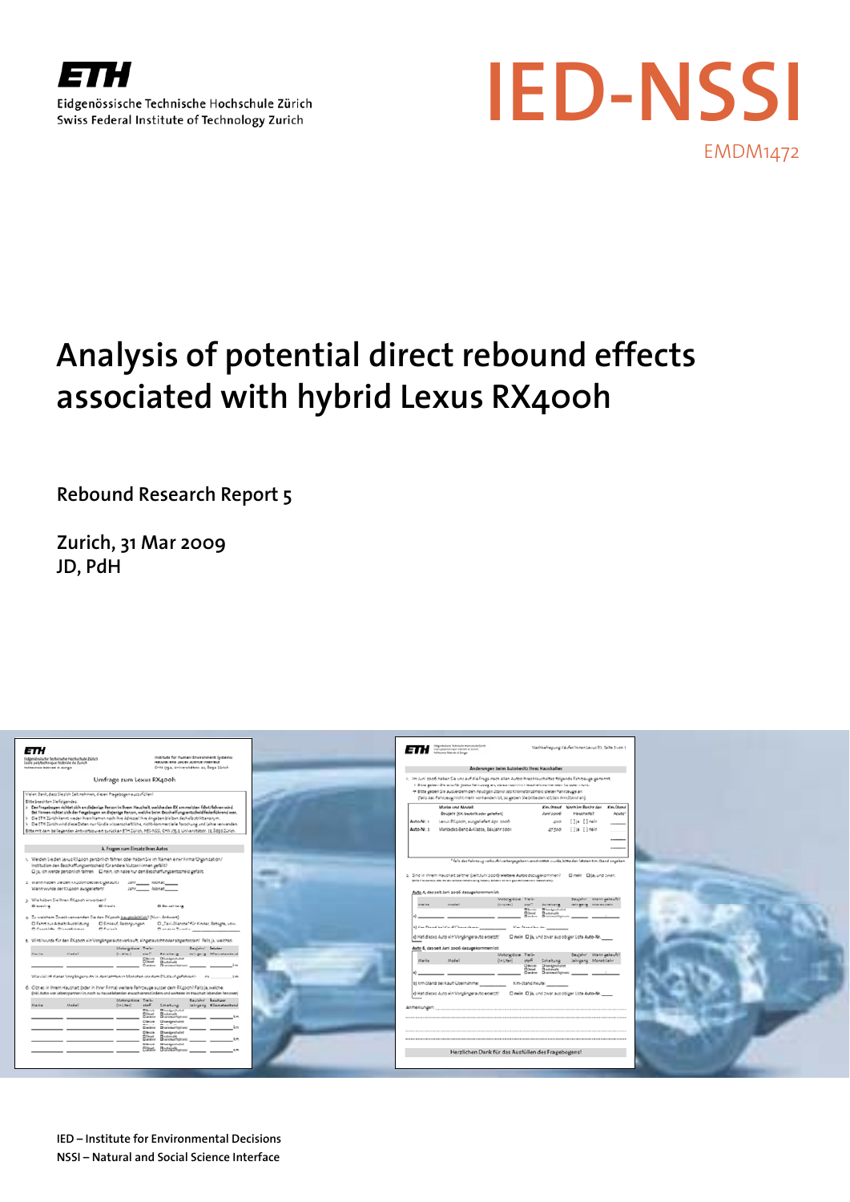ETH

Eidgenössische Technische Hochschule Zürich
Swiss Federal Institute of Technology Zurich

# IED-NSSI

EMDM1472

# Analysis of potential direct rebound effects associated with hybrid Lexus RX400h

Rebound Research Report 5

Zurich, 31 Mar 2009
JD, PdH

IED – Institute for Environmental Decisions
NSSI – Natural and Social Science Interface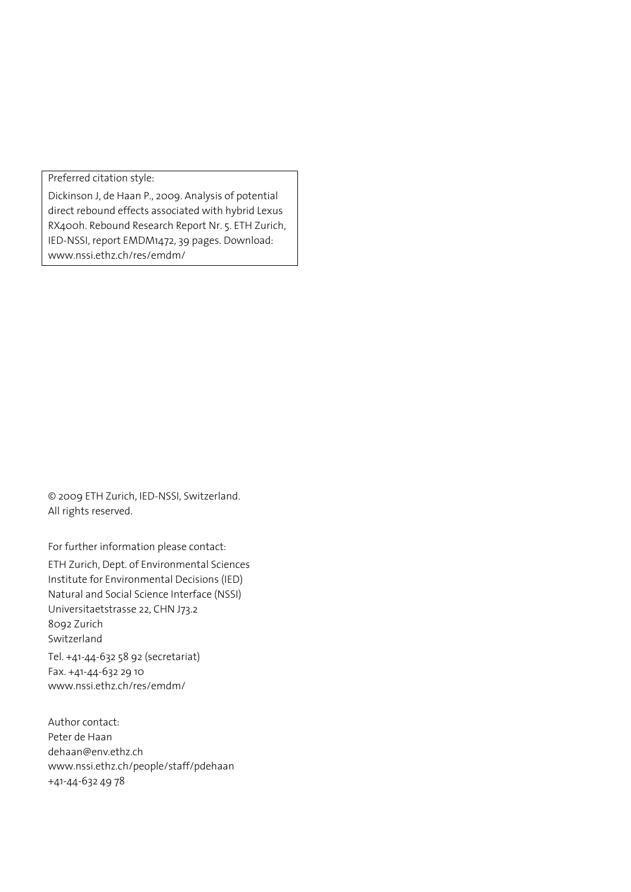Preferred citation style:

Dickinson J, de Haan P., 2009. Analysis of potential direct rebound effects associated with hybrid Lexus RX400h. Rebound Research Report Nr. 5. ETH Zurich, IED-NSSI, report EMDM1472, 39 pages. Download: www.nssi.ethz.ch/res/emdm/

© 2009 ETH Zurich, IED-NSSI, Switzerland.
All rights reserved.

For further information please contact:

ETH Zurich, Dept. of Environmental Sciences
Institute for Environmental Decisions (IED)
Natural and Social Science Interface (NSSI)
Universitaetstrasse 22, CHN J73.2
8092 Zurich
Switzerland

Tel. +41-44-632 58 92 (secretariat)
Fax. +41-44-632 29 10
www.nssi.ethz.ch/res/emdm/

Author contact:
Peter de Haan
dehaan@env.ethz.ch
www.nssi.ethz.ch/people/staff/pdehaan
+41-44-632 49 78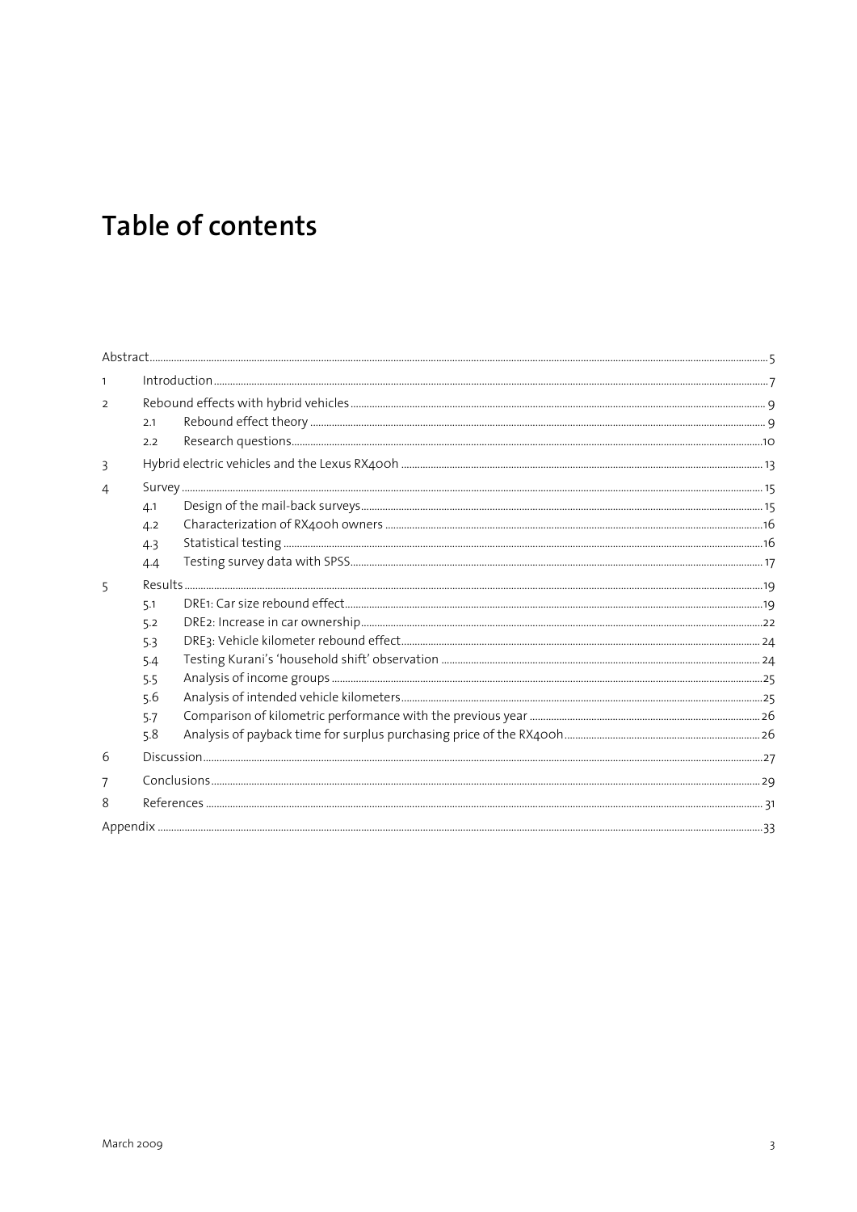# Table of contents

| | | | |
|---|---|---|---|
| Abstract | | | 5 |
| 1 | Introduction | | 7 |
| 2 | Rebound effects with hybrid vehicles | | 9 |
| | 2.1 | Rebound effect theory | 9 |
| | 2.2 | Research questions | 10 |
| 3 | Hybrid electric vehicles and the Lexus RX400h | | 13 |
| 4 | Survey | | 15 |
| | 4.1 | Design of the mail-back surveys | 15 |
| | 4.2 | Characterization of RX400h owners | 16 |
| | 4.3 | Statistical testing | 16 |
| | 4.4 | Testing survey data with SPSS | 17 |
| 5 | Results | | 19 |
| | 5.1 | DRE1: Car size rebound effect | 19 |
| | 5.2 | DRE2: Increase in car ownership | 22 |
| | 5.3 | DRE3: Vehicle kilometer rebound effect | 24 |
| | 5.4 | Testing Kurani's 'household shift' observation | 24 |
| | 5.5 | Analysis of income groups | 25 |
| | 5.6 | Analysis of intended vehicle kilometers | 25 |
| | 5.7 | Comparison of kilometric performance with the previous year | 26 |
| | 5.8 | Analysis of payback time for surplus purchasing price of the RX400h | 26 |
| 6 | Discussion | | 27 |
| 7 | Conclusions | | 29 |
| 8 | References | | 31 |
| Appendix | | | 33 |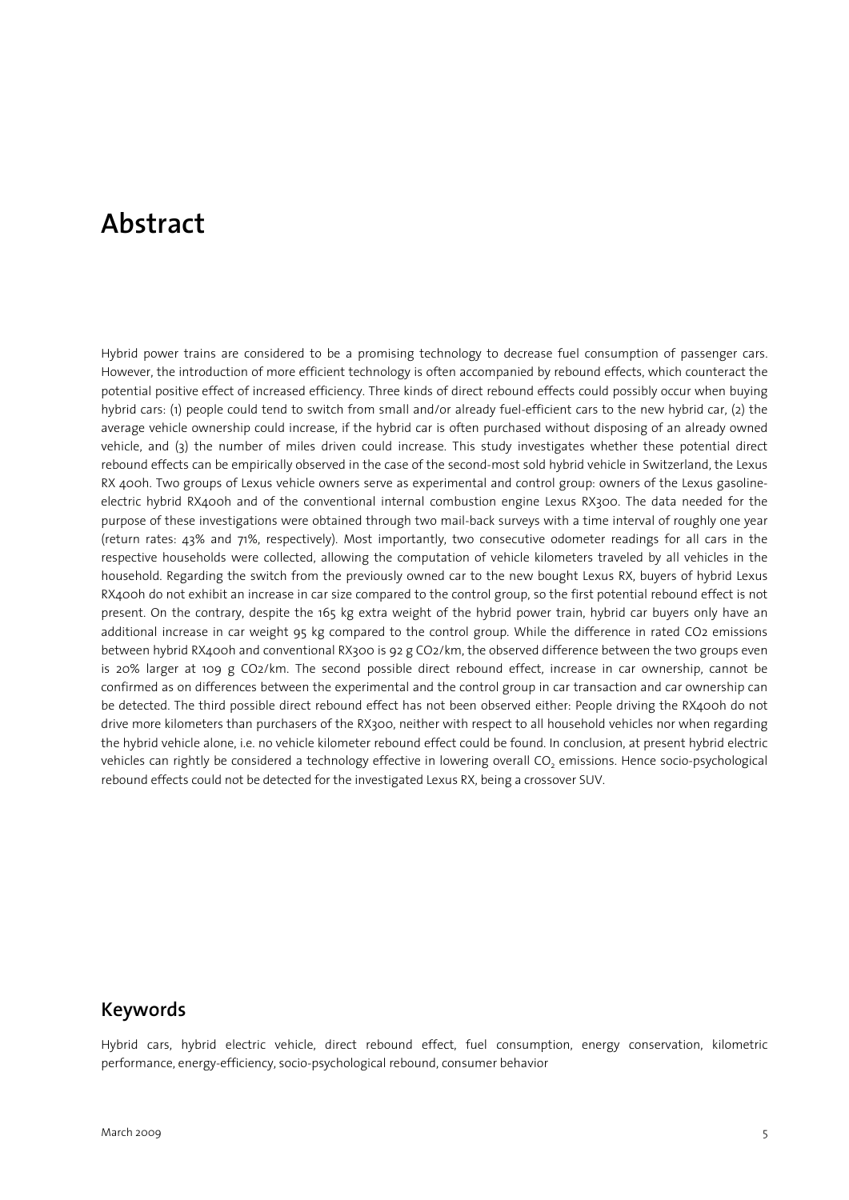# Abstract

Hybrid power trains are considered to be a promising technology to decrease fuel consumption of passenger cars. However, the introduction of more efficient technology is often accompanied by rebound effects, which counteract the potential positive effect of increased efficiency. Three kinds of direct rebound effects could possibly occur when buying hybrid cars: (1) people could tend to switch from small and/or already fuel-efficient cars to the new hybrid car, (2) the average vehicle ownership could increase, if the hybrid car is often purchased without disposing of an already owned vehicle, and (3) the number of miles driven could increase. This study investigates whether these potential direct rebound effects can be empirically observed in the case of the second-most sold hybrid vehicle in Switzerland, the Lexus RX 400h. Two groups of Lexus vehicle owners serve as experimental and control group: owners of the Lexus gasoline-electric hybrid RX400h and of the conventional internal combustion engine Lexus RX300. The data needed for the purpose of these investigations were obtained through two mail-back surveys with a time interval of roughly one year (return rates: 43% and 71%, respectively). Most importantly, two consecutive odometer readings for all cars in the respective households were collected, allowing the computation of vehicle kilometers traveled by all vehicles in the household. Regarding the switch from the previously owned car to the new bought Lexus RX, buyers of hybrid Lexus RX400h do not exhibit an increase in car size compared to the control group, so the first potential rebound effect is not present. On the contrary, despite the 165 kg extra weight of the hybrid power train, hybrid car buyers only have an additional increase in car weight 95 kg compared to the control group. While the difference in rated CO2 emissions between hybrid RX400h and conventional RX300 is 92 g CO2/km, the observed difference between the two groups even is 20% larger at 109 g CO2/km. The second possible direct rebound effect, increase in car ownership, cannot be confirmed as on differences between the experimental and the control group in car transaction and car ownership can be detected. The third possible direct rebound effect has not been observed either: People driving the RX400h do not drive more kilometers than purchasers of the RX300, neither with respect to all household vehicles nor when regarding the hybrid vehicle alone, i.e. no vehicle kilometer rebound effect could be found. In conclusion, at present hybrid electric vehicles can rightly be considered a technology effective in lowering overall $CO_2$ emissions. Hence socio-psychological rebound effects could not be detected for the investigated Lexus RX, being a crossover SUV.

## Keywords

Hybrid cars, hybrid electric vehicle, direct rebound effect, fuel consumption, energy conservation, kilometric performance, energy-efficiency, socio-psychological rebound, consumer behavior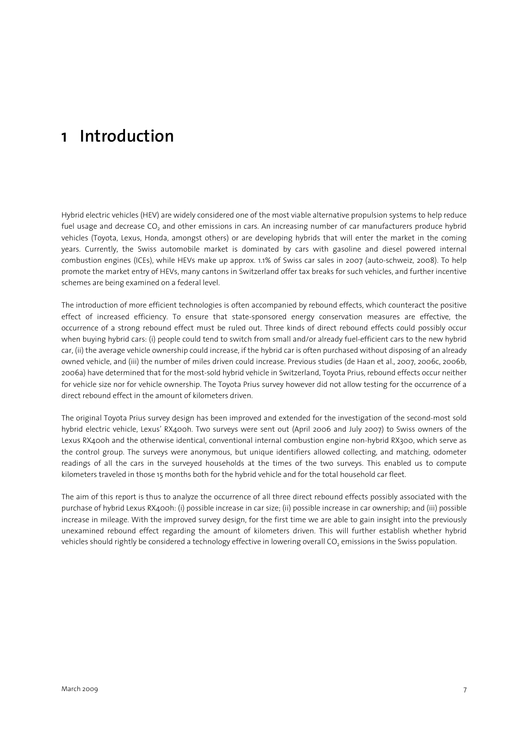# 1 Introduction

Hybrid electric vehicles (HEV) are widely considered one of the most viable alternative propulsion systems to help reduce fuel usage and decrease $CO_2$ and other emissions in cars. An increasing number of car manufacturers produce hybrid vehicles (Toyota, Lexus, Honda, amongst others) or are developing hybrids that will enter the market in the coming years. Currently, the Swiss automobile market is dominated by cars with gasoline and diesel powered internal combustion engines (ICEs), while HEVs make up approx. 1.1% of Swiss car sales in 2007 (auto-schweiz, 2008). To help promote the market entry of HEVs, many cantons in Switzerland offer tax breaks for such vehicles, and further incentive schemes are being examined on a federal level.

The introduction of more efficient technologies is often accompanied by rebound effects, which counteract the positive effect of increased efficiency. To ensure that state-sponsored energy conservation measures are effective, the occurrence of a strong rebound effect must be ruled out. Three kinds of direct rebound effects could possibly occur when buying hybrid cars: (i) people could tend to switch from small and/or already fuel-efficient cars to the new hybrid car, (ii) the average vehicle ownership could increase, if the hybrid car is often purchased without disposing of an already owned vehicle, and (iii) the number of miles driven could increase. Previous studies (de Haan et al., 2007, 2006c, 2006b, 2006a) have determined that for the most-sold hybrid vehicle in Switzerland, Toyota Prius, rebound effects occur neither for vehicle size nor for vehicle ownership. The Toyota Prius survey however did not allow testing for the occurrence of a direct rebound effect in the amount of kilometers driven.

The original Toyota Prius survey design has been improved and extended for the investigation of the second-most sold hybrid electric vehicle, Lexus' RX400h. Two surveys were sent out (April 2006 and July 2007) to Swiss owners of the Lexus RX400h and the otherwise identical, conventional internal combustion engine non-hybrid RX300, which serve as the control group. The surveys were anonymous, but unique identifiers allowed collecting, and matching, odometer readings of all the cars in the surveyed households at the times of the two surveys. This enabled us to compute kilometers traveled in those 15 months both for the hybrid vehicle and for the total household car fleet.

The aim of this report is thus to analyze the occurrence of all three direct rebound effects possibly associated with the purchase of hybrid Lexus RX400h: (i) possible increase in car size; (ii) possible increase in car ownership; and (iii) possible increase in mileage. With the improved survey design, for the first time we are able to gain insight into the previously unexamined rebound effect regarding the amount of kilometers driven. This will further establish whether hybrid vehicles should rightly be considered a technology effective in lowering overall $CO_2$ emissions in the Swiss population.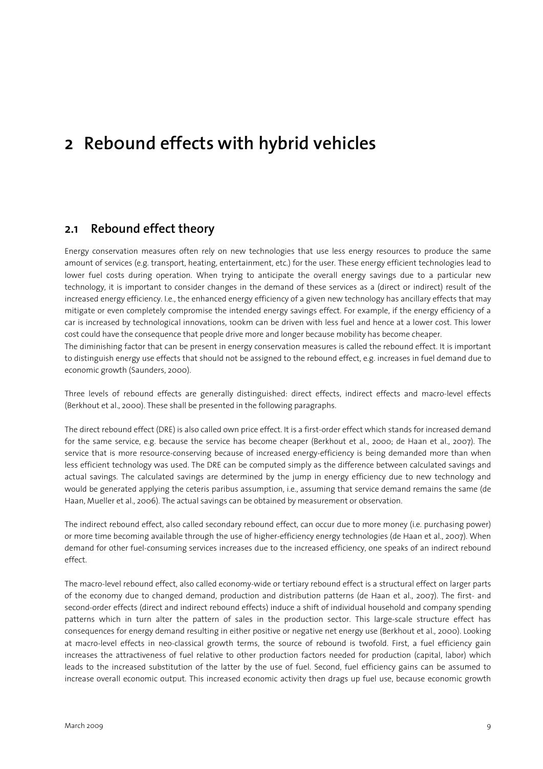# 2 Rebound effects with hybrid vehicles

## 2.1 Rebound effect theory

Energy conservation measures often rely on new technologies that use less energy resources to produce the same amount of services (e.g. transport, heating, entertainment, etc.) for the user. These energy efficient technologies lead to lower fuel costs during operation. When trying to anticipate the overall energy savings due to a particular new technology, it is important to consider changes in the demand of these services as a (direct or indirect) result of the increased energy efficiency. I.e., the enhanced energy efficiency of a given new technology has ancillary effects that may mitigate or even completely compromise the intended energy savings effect. For example, if the energy efficiency of a car is increased by technological innovations, 100km can be driven with less fuel and hence at a lower cost. This lower cost could have the consequence that people drive more and longer because mobility has become cheaper.
The diminishing factor that can be present in energy conservation measures is called the rebound effect. It is important to distinguish energy use effects that should not be assigned to the rebound effect, e.g. increases in fuel demand due to economic growth (Saunders, 2000).

Three levels of rebound effects are generally distinguished: direct effects, indirect effects and macro-level effects (Berkhout et al., 2000). These shall be presented in the following paragraphs.

The direct rebound effect (DRE) is also called own price effect. It is a first-order effect which stands for increased demand for the same service, e.g. because the service has become cheaper (Berkhout et al., 2000; de Haan et al., 2007). The service that is more resource-conserving because of increased energy-efficiency is being demanded more than when less efficient technology was used. The DRE can be computed simply as the difference between calculated savings and actual savings. The calculated savings are determined by the jump in energy efficiency due to new technology and would be generated applying the ceteris paribus assumption, i.e., assuming that service demand remains the same (de Haan, Mueller et al., 2006). The actual savings can be obtained by measurement or observation.

The indirect rebound effect, also called secondary rebound effect, can occur due to more money (i.e. purchasing power) or more time becoming available through the use of higher-efficiency energy technologies (de Haan et al., 2007). When demand for other fuel-consuming services increases due to the increased efficiency, one speaks of an indirect rebound effect.

The macro-level rebound effect, also called economy-wide or tertiary rebound effect is a structural effect on larger parts of the economy due to changed demand, production and distribution patterns (de Haan et al., 2007). The first- and second-order effects (direct and indirect rebound effects) induce a shift of individual household and company spending patterns which in turn alter the pattern of sales in the production sector. This large-scale structure effect has consequences for energy demand resulting in either positive or negative net energy use (Berkhout et al., 2000). Looking at macro-level effects in neo-classical growth terms, the source of rebound is twofold. First, a fuel efficiency gain increases the attractiveness of fuel relative to other production factors needed for production (capital, labor) which leads to the increased substitution of the latter by the use of fuel. Second, fuel efficiency gains can be assumed to increase overall economic output. This increased economic activity then drags up fuel use, because economic growth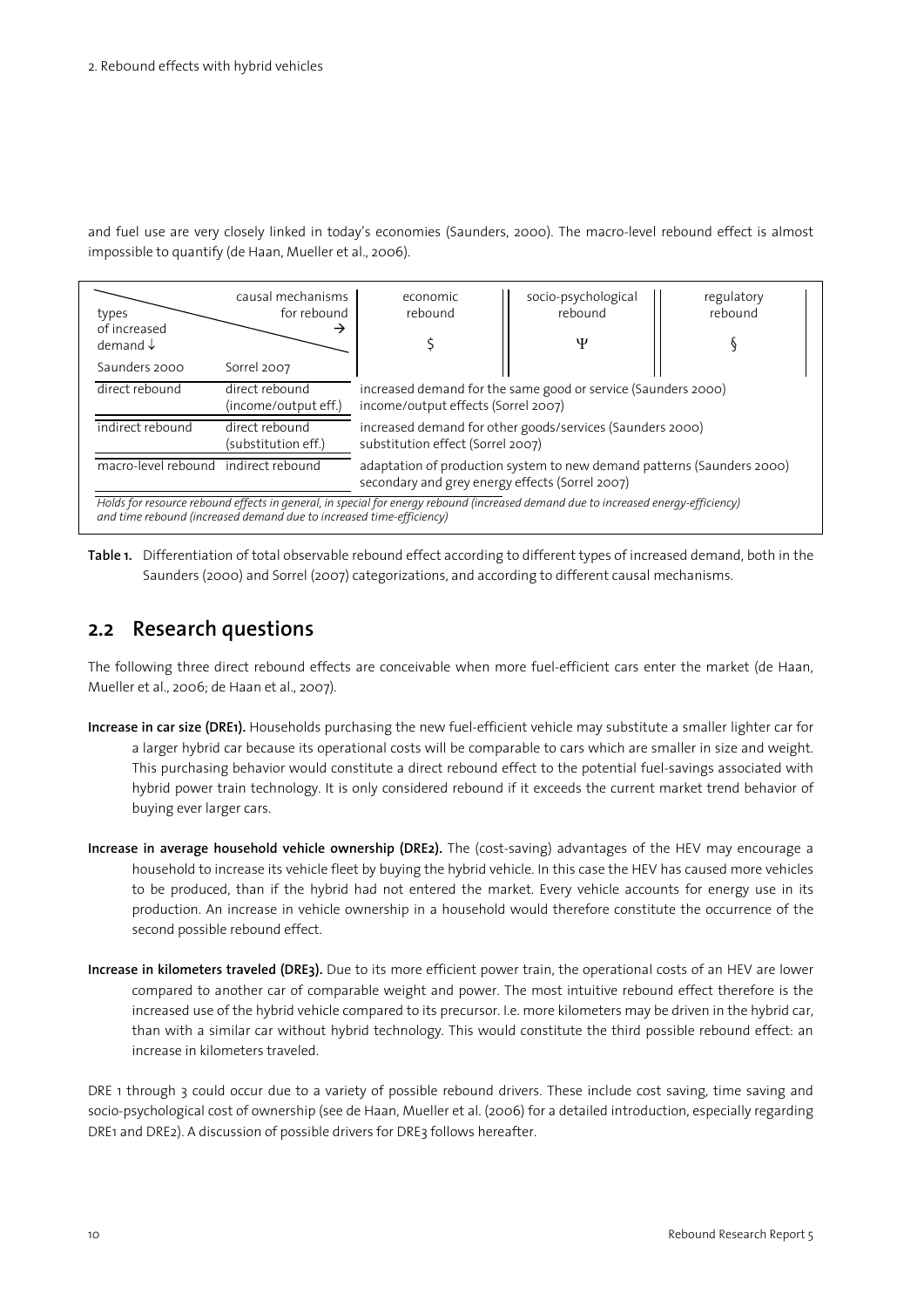and fuel use are very closely linked in today's economies (Saunders, 2000). The macro-level rebound effect is almost impossible to quantify (de Haan, Mueller et al., 2006).

| types of increased demand ↓ | causal mechanisms for rebound → | economic rebound $ | socio-psychological rebound Ψ | regulatory rebound § |
|---|---|---|---|---|
| Saunders 2000 | Sorrel 2007 | | | |
| direct rebound | direct rebound (income/output eff.) | increased demand for the same good or service (Saunders 2000) income/output effects (Sorrel 2007) | | |
| indirect rebound | direct rebound (substitution eff.) | increased demand for other goods/services (Saunders 2000) substitution effect (Sorrel 2007) | | |
| macro-level rebound | indirect rebound | adaptation of production system to new demand patterns (Saunders 2000) secondary and grey energy effects (Sorrel 2007) | | |

*Holds for resource rebound effects in general, in special for energy rebound (increased demand due to increased energy-efficiency) and time rebound (increased demand due to increased time-efficiency)*

**Table 1.** Differentiation of total observable rebound effect according to different types of increased demand, both in the Saunders (2000) and Sorrel (2007) categorizations, and according to different causal mechanisms.

## 2.2 Research questions

The following three direct rebound effects are conceivable when more fuel-efficient cars enter the market (de Haan, Mueller et al., 2006; de Haan et al., 2007).

**Increase in car size (DRE1).** Households purchasing the new fuel-efficient vehicle may substitute a smaller lighter car for a larger hybrid car because its operational costs will be comparable to cars which are smaller in size and weight. This purchasing behavior would constitute a direct rebound effect to the potential fuel-savings associated with hybrid power train technology. It is only considered rebound if it exceeds the current market trend behavior of buying ever larger cars.

**Increase in average household vehicle ownership (DRE2).** The (cost-saving) advantages of the HEV may encourage a household to increase its vehicle fleet by buying the hybrid vehicle. In this case the HEV has caused more vehicles to be produced, than if the hybrid had not entered the market. Every vehicle accounts for energy use in its production. An increase in vehicle ownership in a household would therefore constitute the occurrence of the second possible rebound effect.

**Increase in kilometers traveled (DRE3).** Due to its more efficient power train, the operational costs of an HEV are lower compared to another car of comparable weight and power. The most intuitive rebound effect therefore is the increased use of the hybrid vehicle compared to its precursor. I.e. more kilometers may be driven in the hybrid car, than with a similar car without hybrid technology. This would constitute the third possible rebound effect: an increase in kilometers traveled.

DRE 1 through 3 could occur due to a variety of possible rebound drivers. These include cost saving, time saving and socio-psychological cost of ownership (see de Haan, Mueller et al. (2006) for a detailed introduction, especially regarding DRE1 and DRE2). A discussion of possible drivers for DRE3 follows hereafter.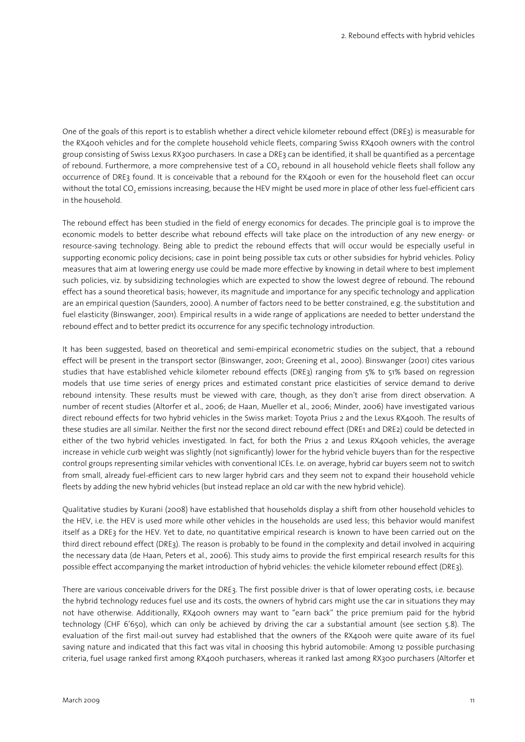One of the goals of this report is to establish whether a direct vehicle kilometer rebound effect (DRE3) is measurable for the RX400h vehicles and for the complete household vehicle fleets, comparing Swiss RX400h owners with the control group consisting of Swiss Lexus RX300 purchasers. In case a DRE3 can be identified, it shall be quantified as a percentage of rebound. Furthermore, a more comprehensive test of a $CO_2$ rebound in all household vehicle fleets shall follow any occurrence of DRE3 found. It is conceivable that a rebound for the RX400h or even for the household fleet can occur without the total $CO_2$ emissions increasing, because the HEV might be used more in place of other less fuel-efficient cars in the household.

The rebound effect has been studied in the field of energy economics for decades. The principle goal is to improve the economic models to better describe what rebound effects will take place on the introduction of any new energy- or resource-saving technology. Being able to predict the rebound effects that will occur would be especially useful in supporting economic policy decisions; case in point being possible tax cuts or other subsidies for hybrid vehicles. Policy measures that aim at lowering energy use could be made more effective by knowing in detail where to best implement such policies, viz. by subsidizing technologies which are expected to show the lowest degree of rebound. The rebound effect has a sound theoretical basis; however, its magnitude and importance for any specific technology and application are an empirical question (Saunders, 2000). A number of factors need to be better constrained, e.g. the substitution and fuel elasticity (Binswanger, 2001). Empirical results in a wide range of applications are needed to better understand the rebound effect and to better predict its occurrence for any specific technology introduction.

It has been suggested, based on theoretical and semi-empirical econometric studies on the subject, that a rebound effect will be present in the transport sector (Binswanger, 2001; Greening et al., 2000). Binswanger (2001) cites various studies that have established vehicle kilometer rebound effects (DRE3) ranging from 5% to 51% based on regression models that use time series of energy prices and estimated constant price elasticities of service demand to derive rebound intensity. These results must be viewed with care, though, as they don't arise from direct observation. A number of recent studies (Altorfer et al., 2006; de Haan, Mueller et al., 2006; Minder, 2006) have investigated various direct rebound effects for two hybrid vehicles in the Swiss market: Toyota Prius 2 and the Lexus RX400h. The results of these studies are all similar. Neither the first nor the second direct rebound effect (DRE1 and DRE2) could be detected in either of the two hybrid vehicles investigated. In fact, for both the Prius 2 and Lexus RX400h vehicles, the average increase in vehicle curb weight was slightly (not significantly) lower for the hybrid vehicle buyers than for the respective control groups representing similar vehicles with conventional ICEs. I.e. on average, hybrid car buyers seem not to switch from small, already fuel-efficient cars to new larger hybrid cars and they seem not to expand their household vehicle fleets by adding the new hybrid vehicles (but instead replace an old car with the new hybrid vehicle).

Qualitative studies by Kurani (2008) have established that households display a shift from other household vehicles to the HEV, i.e. the HEV is used more while other vehicles in the households are used less; this behavior would manifest itself as a DRE3 for the HEV. Yet to date, no quantitative empirical research is known to have been carried out on the third direct rebound effect (DRE3). The reason is probably to be found in the complexity and detail involved in acquiring the necessary data (de Haan, Peters et al., 2006). This study aims to provide the first empirical research results for this possible effect accompanying the market introduction of hybrid vehicles: the vehicle kilometer rebound effect (DRE3).

There are various conceivable drivers for the DRE3. The first possible driver is that of lower operating costs, i.e. because the hybrid technology reduces fuel use and its costs, the owners of hybrid cars might use the car in situations they may not have otherwise. Additionally, RX400h owners may want to "earn back" the price premium paid for the hybrid technology (CHF 6'650), which can only be achieved by driving the car a substantial amount (see section 5.8). The evaluation of the first mail-out survey had established that the owners of the RX400h were quite aware of its fuel saving nature and indicated that this fact was vital in choosing this hybrid automobile: Among 12 possible purchasing criteria, fuel usage ranked first among RX400h purchasers, whereas it ranked last among RX300 purchasers (Altorfer et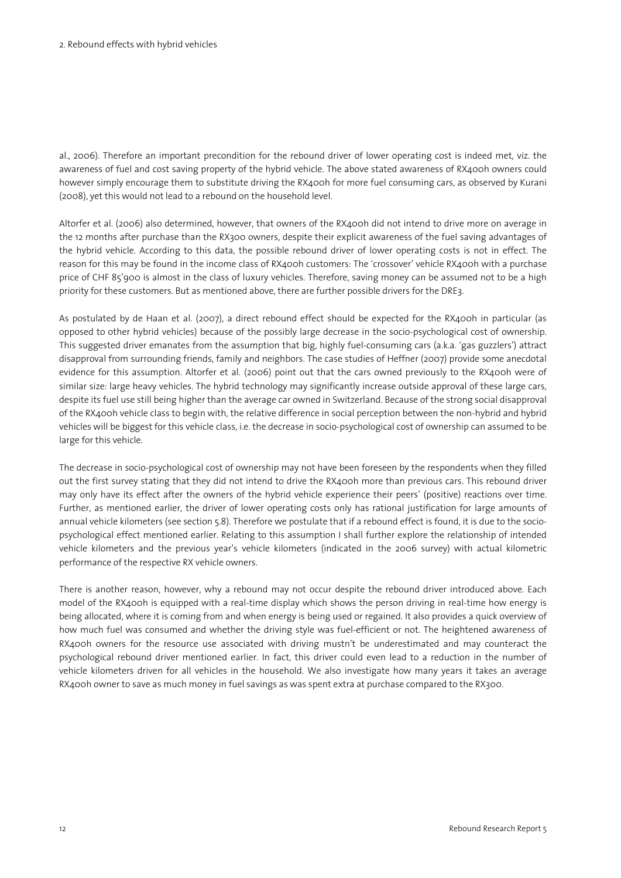al., 2006). Therefore an important precondition for the rebound driver of lower operating cost is indeed met, viz. the awareness of fuel and cost saving property of the hybrid vehicle. The above stated awareness of RX400h owners could however simply encourage them to substitute driving the RX400h for more fuel consuming cars, as observed by Kurani (2008), yet this would not lead to a rebound on the household level.

Altorfer et al. (2006) also determined, however, that owners of the RX400h did not intend to drive more on average in the 12 months after purchase than the RX300 owners, despite their explicit awareness of the fuel saving advantages of the hybrid vehicle. According to this data, the possible rebound driver of lower operating costs is not in effect. The reason for this may be found in the income class of RX400h customers: The 'crossover' vehicle RX400h with a purchase price of CHF 85'900 is almost in the class of luxury vehicles. Therefore, saving money can be assumed not to be a high priority for these customers. But as mentioned above, there are further possible drivers for the DRE3.

As postulated by de Haan et al. (2007), a direct rebound effect should be expected for the RX400h in particular (as opposed to other hybrid vehicles) because of the possibly large decrease in the socio-psychological cost of ownership. This suggested driver emanates from the assumption that big, highly fuel-consuming cars (a.k.a. 'gas guzzlers') attract disapproval from surrounding friends, family and neighbors. The case studies of Heffner (2007) provide some anecdotal evidence for this assumption. Altorfer et al. (2006) point out that the cars owned previously to the RX400h were of similar size: large heavy vehicles. The hybrid technology may significantly increase outside approval of these large cars, despite its fuel use still being higher than the average car owned in Switzerland. Because of the strong social disapproval of the RX400h vehicle class to begin with, the relative difference in social perception between the non-hybrid and hybrid vehicles will be biggest for this vehicle class, i.e. the decrease in socio-psychological cost of ownership can assumed to be large for this vehicle.

The decrease in socio-psychological cost of ownership may not have been foreseen by the respondents when they filled out the first survey stating that they did not intend to drive the RX400h more than previous cars. This rebound driver may only have its effect after the owners of the hybrid vehicle experience their peers' (positive) reactions over time. Further, as mentioned earlier, the driver of lower operating costs only has rational justification for large amounts of annual vehicle kilometers (see section 5.8). Therefore we postulate that if a rebound effect is found, it is due to the socio-psychological effect mentioned earlier. Relating to this assumption I shall further explore the relationship of intended vehicle kilometers and the previous year's vehicle kilometers (indicated in the 2006 survey) with actual kilometric performance of the respective RX vehicle owners.

There is another reason, however, why a rebound may not occur despite the rebound driver introduced above. Each model of the RX400h is equipped with a real-time display which shows the person driving in real-time how energy is being allocated, where it is coming from and when energy is being used or regained. It also provides a quick overview of how much fuel was consumed and whether the driving style was fuel-efficient or not. The heightened awareness of RX400h owners for the resource use associated with driving mustn't be underestimated and may counteract the psychological rebound driver mentioned earlier. In fact, this driver could even lead to a reduction in the number of vehicle kilometers driven for all vehicles in the household. We also investigate how many years it takes an average RX400h owner to save as much money in fuel savings as was spent extra at purchase compared to the RX300.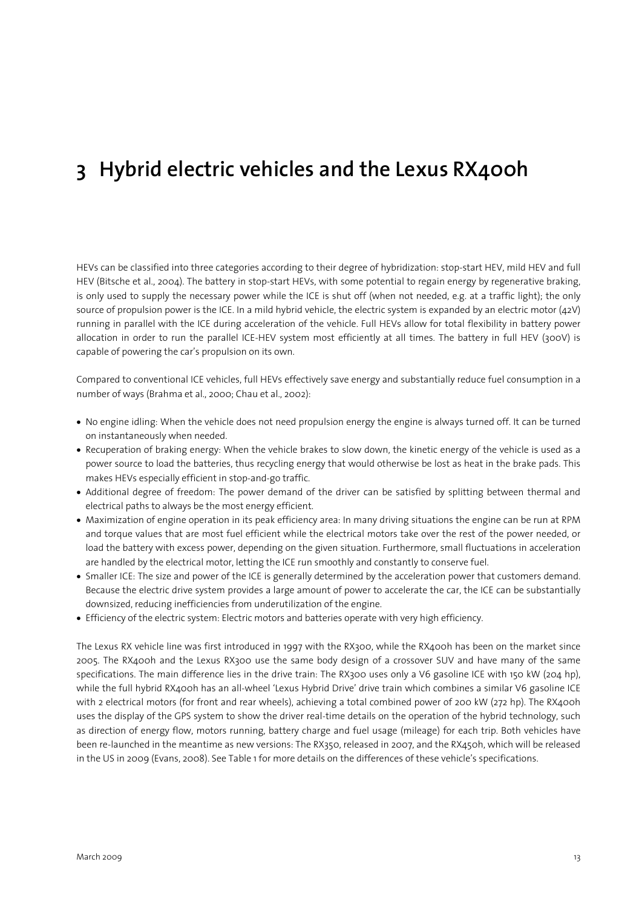# 3 Hybrid electric vehicles and the Lexus RX400h

HEVs can be classified into three categories according to their degree of hybridization: stop-start HEV, mild HEV and full HEV (Bitsche et al., 2004). The battery in stop-start HEVs, with some potential to regain energy by regenerative braking, is only used to supply the necessary power while the ICE is shut off (when not needed, e.g. at a traffic light); the only source of propulsion power is the ICE. In a mild hybrid vehicle, the electric system is expanded by an electric motor (42V) running in parallel with the ICE during acceleration of the vehicle. Full HEVs allow for total flexibility in battery power allocation in order to run the parallel ICE-HEV system most efficiently at all times. The battery in full HEV (300V) is capable of powering the car's propulsion on its own.

Compared to conventional ICE vehicles, full HEVs effectively save energy and substantially reduce fuel consumption in a number of ways (Brahma et al., 2000; Chau et al., 2002):

- No engine idling: When the vehicle does not need propulsion energy the engine is always turned off. It can be turned on instantaneously when needed.
- Recuperation of braking energy: When the vehicle brakes to slow down, the kinetic energy of the vehicle is used as a power source to load the batteries, thus recycling energy that would otherwise be lost as heat in the brake pads. This makes HEVs especially efficient in stop-and-go traffic.
- Additional degree of freedom: The power demand of the driver can be satisfied by splitting between thermal and electrical paths to always be the most energy efficient.
- Maximization of engine operation in its peak efficiency area: In many driving situations the engine can be run at RPM and torque values that are most fuel efficient while the electrical motors take over the rest of the power needed, or load the battery with excess power, depending on the given situation. Furthermore, small fluctuations in acceleration are handled by the electrical motor, letting the ICE run smoothly and constantly to conserve fuel.
- Smaller ICE: The size and power of the ICE is generally determined by the acceleration power that customers demand. Because the electric drive system provides a large amount of power to accelerate the car, the ICE can be substantially downsized, reducing inefficiencies from underutilization of the engine.
- Efficiency of the electric system: Electric motors and batteries operate with very high efficiency.

The Lexus RX vehicle line was first introduced in 1997 with the RX300, while the RX400h has been on the market since 2005. The RX400h and the Lexus RX300 use the same body design of a crossover SUV and have many of the same specifications. The main difference lies in the drive train: The RX300 uses only a V6 gasoline ICE with 150 kW (204 hp), while the full hybrid RX400h has an all-wheel 'Lexus Hybrid Drive' drive train which combines a similar V6 gasoline ICE with 2 electrical motors (for front and rear wheels), achieving a total combined power of 200 kW (272 hp). The RX400h uses the display of the GPS system to show the driver real-time details on the operation of the hybrid technology, such as direction of energy flow, motors running, battery charge and fuel usage (mileage) for each trip. Both vehicles have been re-launched in the meantime as new versions: The RX350, released in 2007, and the RX450h, which will be released in the US in 2009 (Evans, 2008). See Table 1 for more details on the differences of these vehicle's specifications.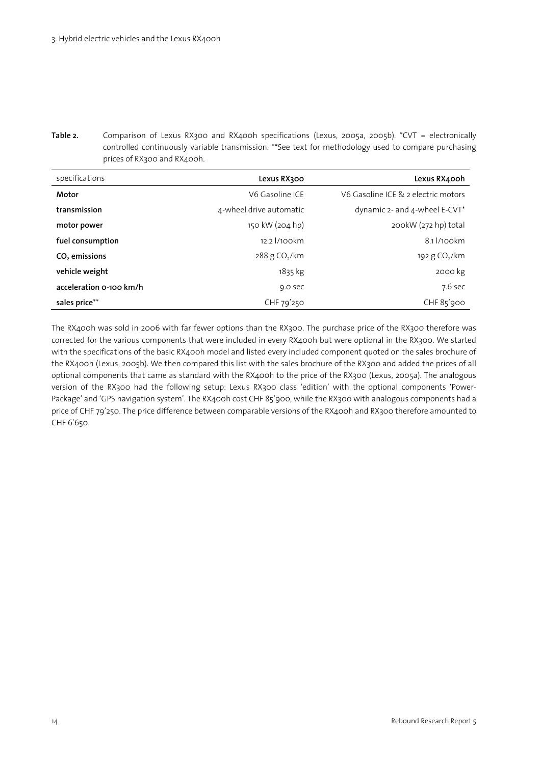**Table 2.** Comparison of Lexus RX300 and RX400h specifications (Lexus, 2005a, 2005b). *CVT = electronically controlled continuously variable transmission. **See text for methodology used to compare purchasing prices of RX300 and RX400h.

| specifications | Lexus RX300 | Lexus RX400h |
|---|---|---|
| **Motor** | V6 Gasoline ICE | V6 Gasoline ICE & 2 electric motors |
| **transmission** | 4-wheel drive automatic | dynamic 2- and 4-wheel E-CVT* |
| **motor power** | 150 kW (204 hp) | 200kW (272 hp) total |
| **fuel consumption** | 12.2 l/100km | 8.1 l/100km |
| **$CO_2$ emissions** | 288 g $CO_2$/km | 192 g $CO_2$/km |
| **vehicle weight** | 1835 kg | 2000 kg |
| **acceleration 0-100 km/h** | 9.0 sec | 7.6 sec |
| **sales price**** | CHF 79'250 | CHF 85'900 |

The RX400h was sold in 2006 with far fewer options than the RX300. The purchase price of the RX300 therefore was corrected for the various components that were included in every RX400h but were optional in the RX300. We started with the specifications of the basic RX400h model and listed every included component quoted on the sales brochure of the RX400h (Lexus, 2005b). We then compared this list with the sales brochure of the RX300 and added the prices of all optional components that came as standard with the RX400h to the price of the RX300 (Lexus, 2005a). The analogous version of the RX300 had the following setup: Lexus RX300 class 'edition' with the optional components 'Power-Package' and 'GPS navigation system'. The RX400h cost CHF 85'900, while the RX300 with analogous components had a price of CHF 79'250. The price difference between comparable versions of the RX400h and RX300 therefore amounted to CHF 6'650.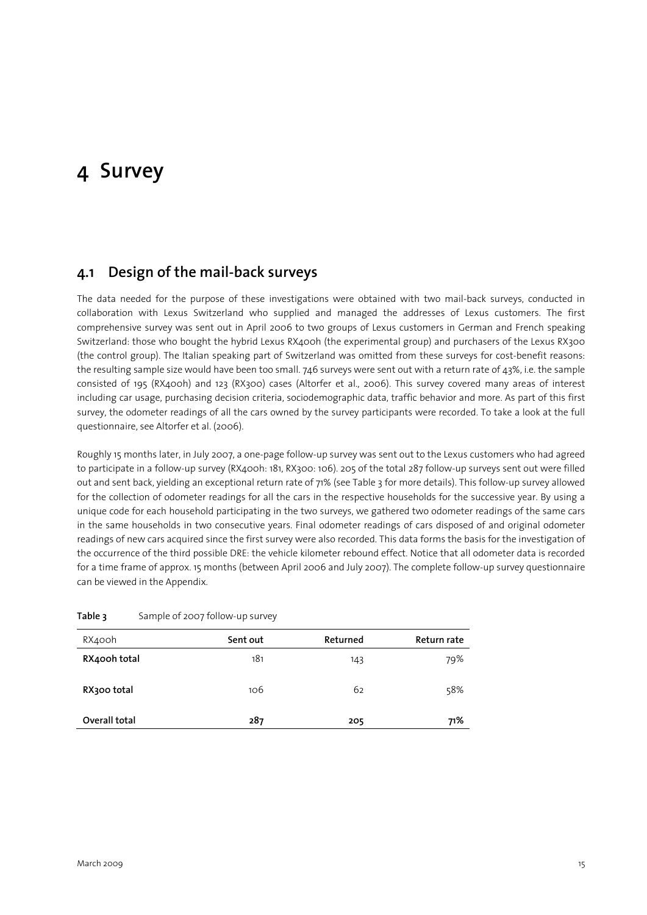# 4 Survey

## 4.1 Design of the mail-back surveys

The data needed for the purpose of these investigations were obtained with two mail-back surveys, conducted in collaboration with Lexus Switzerland who supplied and managed the addresses of Lexus customers. The first comprehensive survey was sent out in April 2006 to two groups of Lexus customers in German and French speaking Switzerland: those who bought the hybrid Lexus RX400h (the experimental group) and purchasers of the Lexus RX300 (the control group). The Italian speaking part of Switzerland was omitted from these surveys for cost-benefit reasons: the resulting sample size would have been too small. 746 surveys were sent out with a return rate of 43%, i.e. the sample consisted of 195 (RX400h) and 123 (RX300) cases (Altorfer et al., 2006). This survey covered many areas of interest including car usage, purchasing decision criteria, sociodemographic data, traffic behavior and more. As part of this first survey, the odometer readings of all the cars owned by the survey participants were recorded. To take a look at the full questionnaire, see Altorfer et al. (2006).

Roughly 15 months later, in July 2007, a one-page follow-up survey was sent out to the Lexus customers who had agreed to participate in a follow-up survey (RX400h: 181, RX300: 106). 205 of the total 287 follow-up surveys sent out were filled out and sent back, yielding an exceptional return rate of 71% (see Table 3 for more details). This follow-up survey allowed for the collection of odometer readings for all the cars in the respective households for the successive year. By using a unique code for each household participating in the two surveys, we gathered two odometer readings of the same cars in the same households in two consecutive years. Final odometer readings of cars disposed of and original odometer readings of new cars acquired since the first survey were also recorded. This data forms the basis for the investigation of the occurrence of the third possible DRE: the vehicle kilometer rebound effect. Notice that all odometer data is recorded for a time frame of approx. 15 months (between April 2006 and July 2007). The complete follow-up survey questionnaire can be viewed in the Appendix.

**Table 3** Sample of 2007 follow-up survey

| RX400h | Sent out | Returned | Return rate |
|---|---|---|---|
| **RX400h total** | 181 | 143 | 79% |
| **RX300 total** | 106 | 62 | 58% |
| **Overall total** | **287** | **205** | **71%** |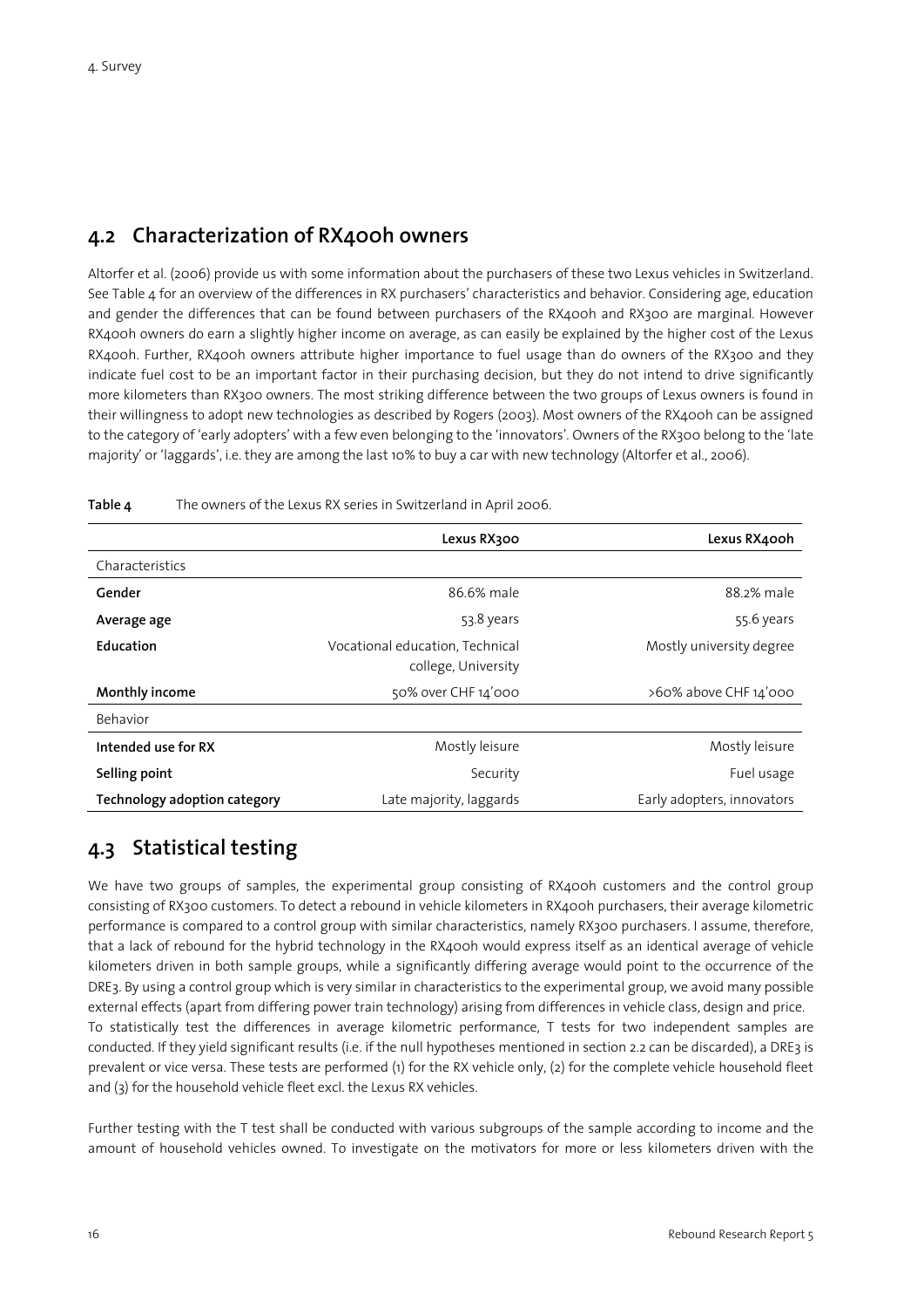## 4.2 Characterization of RX400h owners

Altorfer et al. (2006) provide us with some information about the purchasers of these two Lexus vehicles in Switzerland. See Table 4 for an overview of the differences in RX purchasers' characteristics and behavior. Considering age, education and gender the differences that can be found between purchasers of the RX400h and RX300 are marginal. However RX400h owners do earn a slightly higher income on average, as can easily be explained by the higher cost of the Lexus RX400h. Further, RX400h owners attribute higher importance to fuel usage than do owners of the RX300 and they indicate fuel cost to be an important factor in their purchasing decision, but they do not intend to drive significantly more kilometers than RX300 owners. The most striking difference between the two groups of Lexus owners is found in their willingness to adopt new technologies as described by Rogers (2003). Most owners of the RX400h can be assigned to the category of 'early adopters' with a few even belonging to the 'innovators'. Owners of the RX300 belong to the 'late majority' or 'laggards', i.e. they are among the last 10% to buy a car with new technology (Altorfer et al., 2006).

**Table 4** The owners of the Lexus RX series in Switzerland in April 2006.

| | Lexus RX300 | Lexus RX400h |
|---|---|---|
| Characteristics | | |
| **Gender** | 86.6% male | 88.2% male |
| **Average age** | 53.8 years | 55.6 years |
| **Education** | Vocational education, Technical college, University | Mostly university degree |
| **Monthly income** | 50% over CHF 14'000 | >60% above CHF 14'000 |
| Behavior | | |
| **Intended use for RX** | Mostly leisure | Mostly leisure |
| **Selling point** | Security | Fuel usage |
| **Technology adoption category** | Late majority, laggards | Early adopters, innovators |

## 4.3 Statistical testing

We have two groups of samples, the experimental group consisting of RX400h customers and the control group consisting of RX300 customers. To detect a rebound in vehicle kilometers in RX400h purchasers, their average kilometric performance is compared to a control group with similar characteristics, namely RX300 purchasers. I assume, therefore, that a lack of rebound for the hybrid technology in the RX400h would express itself as an identical average of vehicle kilometers driven in both sample groups, while a significantly differing average would point to the occurrence of the DRE3. By using a control group which is very similar in characteristics to the experimental group, we avoid many possible external effects (apart from differing power train technology) arising from differences in vehicle class, design and price. To statistically test the differences in average kilometric performance, T tests for two independent samples are conducted. If they yield significant results (i.e. if the null hypotheses mentioned in section 2.2 can be discarded), a DRE3 is prevalent or vice versa. These tests are performed (1) for the RX vehicle only, (2) for the complete vehicle household fleet and (3) for the household vehicle fleet excl. the Lexus RX vehicles.

Further testing with the T test shall be conducted with various subgroups of the sample according to income and the amount of household vehicles owned. To investigate on the motivators for more or less kilometers driven with the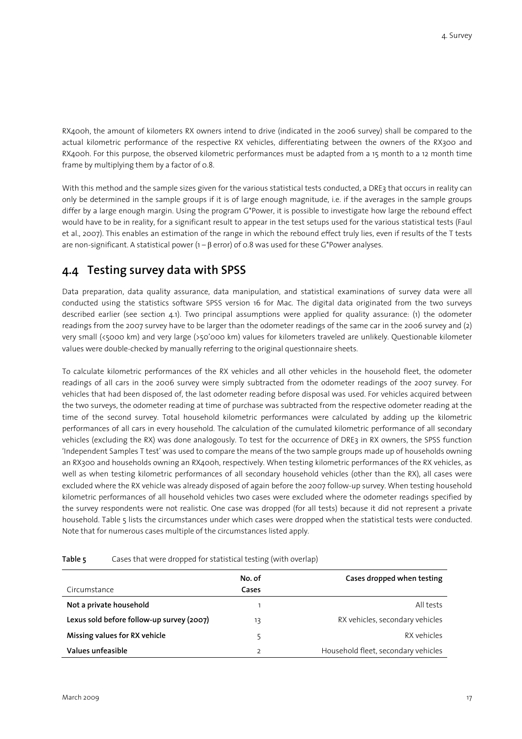RX400h, the amount of kilometers RX owners intend to drive (indicated in the 2006 survey) shall be compared to the actual kilometric performance of the respective RX vehicles, differentiating between the owners of the RX300 and RX400h. For this purpose, the observed kilometric performances must be adapted from a 15 month to a 12 month time frame by multiplying them by a factor of 0.8.

With this method and the sample sizes given for the various statistical tests conducted, a DRE3 that occurs in reality can only be determined in the sample groups if it is of large enough magnitude, i.e. if the averages in the sample groups differ by a large enough margin. Using the program G*Power, it is possible to investigate how large the rebound effect would have to be in reality, for a significant result to appear in the test setups used for the various statistical tests (Faul et al., 2007). This enables an estimation of the range in which the rebound effect truly lies, even if results of the T tests are non-significant. A statistical power ($1 - \beta$ error) of 0.8 was used for these G*Power analyses.

## 4.4 Testing survey data with SPSS

Data preparation, data quality assurance, data manipulation, and statistical examinations of survey data were all conducted using the statistics software SPSS version 16 for Mac. The digital data originated from the two surveys described earlier (see section 4.1). Two principal assumptions were applied for quality assurance: (1) the odometer readings from the 2007 survey have to be larger than the odometer readings of the same car in the 2006 survey and (2) very small (<5000 km) and very large (>50'000 km) values for kilometers traveled are unlikely. Questionable kilometer values were double-checked by manually referring to the original questionnaire sheets.

To calculate kilometric performances of the RX vehicles and all other vehicles in the household fleet, the odometer readings of all cars in the 2006 survey were simply subtracted from the odometer readings of the 2007 survey. For vehicles that had been disposed of, the last odometer reading before disposal was used. For vehicles acquired between the two surveys, the odometer reading at time of purchase was subtracted from the respective odometer reading at the time of the second survey. Total household kilometric performances were calculated by adding up the kilometric performances of all cars in every household. The calculation of the cumulated kilometric performance of all secondary vehicles (excluding the RX) was done analogously. To test for the occurrence of DRE3 in RX owners, the SPSS function 'Independent Samples T test' was used to compare the means of the two sample groups made up of households owning an RX300 and households owning an RX400h, respectively. When testing kilometric performances of the RX vehicles, as well as when testing kilometric performances of all secondary household vehicles (other than the RX), all cases were excluded where the RX vehicle was already disposed of again before the 2007 follow-up survey. When testing household kilometric performances of all household vehicles two cases were excluded where the odometer readings specified by the survey respondents were not realistic. One case was dropped (for all tests) because it did not represent a private household. Table 5 lists the circumstances under which cases were dropped when the statistical tests were conducted. Note that for numerous cases multiple of the circumstances listed apply.

**Table 5** Cases that were dropped for statistical testing (with overlap)

| Circumstance | No. of Cases | Cases dropped when testing |
|---|---|---|
| **Not a private household** | 1 | All tests |
| **Lexus sold before follow-up survey (2007)** | 13 | RX vehicles, secondary vehicles |
| **Missing values for RX vehicle** | 5 | RX vehicles |
| **Values unfeasible** | 2 | Household fleet, secondary vehicles |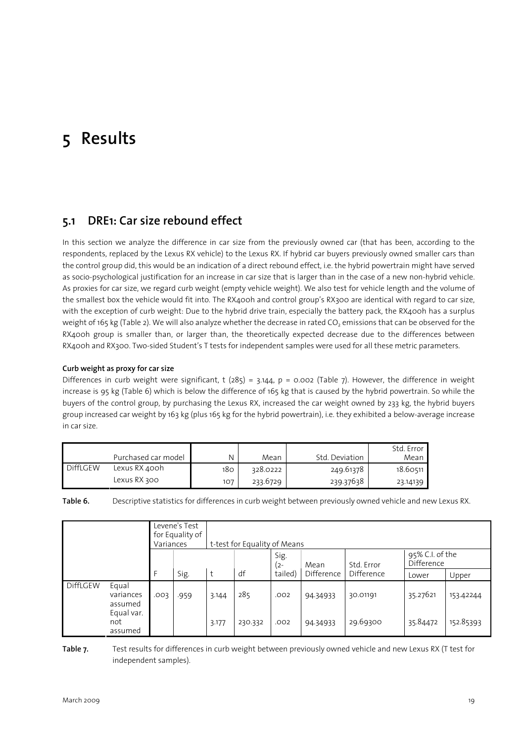# 5 Results

## 5.1 DRE1: Car size rebound effect

In this section we analyze the difference in car size from the previously owned car (that has been, according to the respondents, replaced by the Lexus RX vehicle) to the Lexus RX. If hybrid car buyers previously owned smaller cars than the control group did, this would be an indication of a direct rebound effect, i.e. the hybrid powertrain might have served as socio-psychological justification for an increase in car size that is larger than in the case of a new non-hybrid vehicle. As proxies for car size, we regard curb weight (empty vehicle weight). We also test for vehicle length and the volume of the smallest box the vehicle would fit into. The RX400h and control group's RX300 are identical with regard to car size, with the exception of curb weight: Due to the hybrid drive train, especially the battery pack, the RX400h has a surplus weight of 165 kg (Table 2). We will also analyze whether the decrease in rated $CO_2$ emissions that can be observed for the RX400h group is smaller than, or larger than, the theoretically expected decrease due to the differences between RX400h and RX300. Two-sided Student's T tests for independent samples were used for all these metric parameters.

**Curb weight as proxy for car size**

Differences in curb weight were significant, $t(285) = 3.144$, $p = 0.002$ (Table 7). However, the difference in weight increase is 95 kg (Table 6) which is below the difference of 165 kg that is caused by the hybrid powertrain. So while the buyers of the control group, by purchasing the Lexus RX, increased the car weight owned by 233 kg, the hybrid buyers group increased car weight by 163 kg (plus 165 kg for the hybrid powertrain), i.e. they exhibited a below-average increase in car size.

| | Purchased car model | N | Mean | Std. Deviation | Std. Error Mean |
|---|---|---|---|---|---|
| DiffLGEW | Lexus RX 400h | 180 | 328.0222 | 249.61378 | 18.60511 |
| | Lexus RX 300 | 107 | 233.6729 | 239.37638 | 23.14139 |

**Table 6.** Descriptive statistics for differences in curb weight between previously owned vehicle and new Lexus RX.

| | | Levene's Test for Equality of Variances | | t-test for Equality of Means | | | | | | |
|---|---|---|---|---|---|---|---|---|---|---|
| | | | | | | Sig. (2-tailed) | Mean Difference | Std. Error Difference | 95% C.I. of the Difference | |
| | | F | Sig. | t | df | | | | Lower | Upper |
| DiffLGEW | Equal variances assumed | .003 | .959 | 3.144 | 285 | .002 | 94.34933 | 30.01191 | 35.27621 | 153.42244 |
| | Equal var. not assumed | | | 3.177 | 230.332 | .002 | 94.34933 | 29.69300 | 35.84472 | 152.85393 |

**Table 7.** Test results for differences in curb weight between previously owned vehicle and new Lexus RX (T test for independent samples).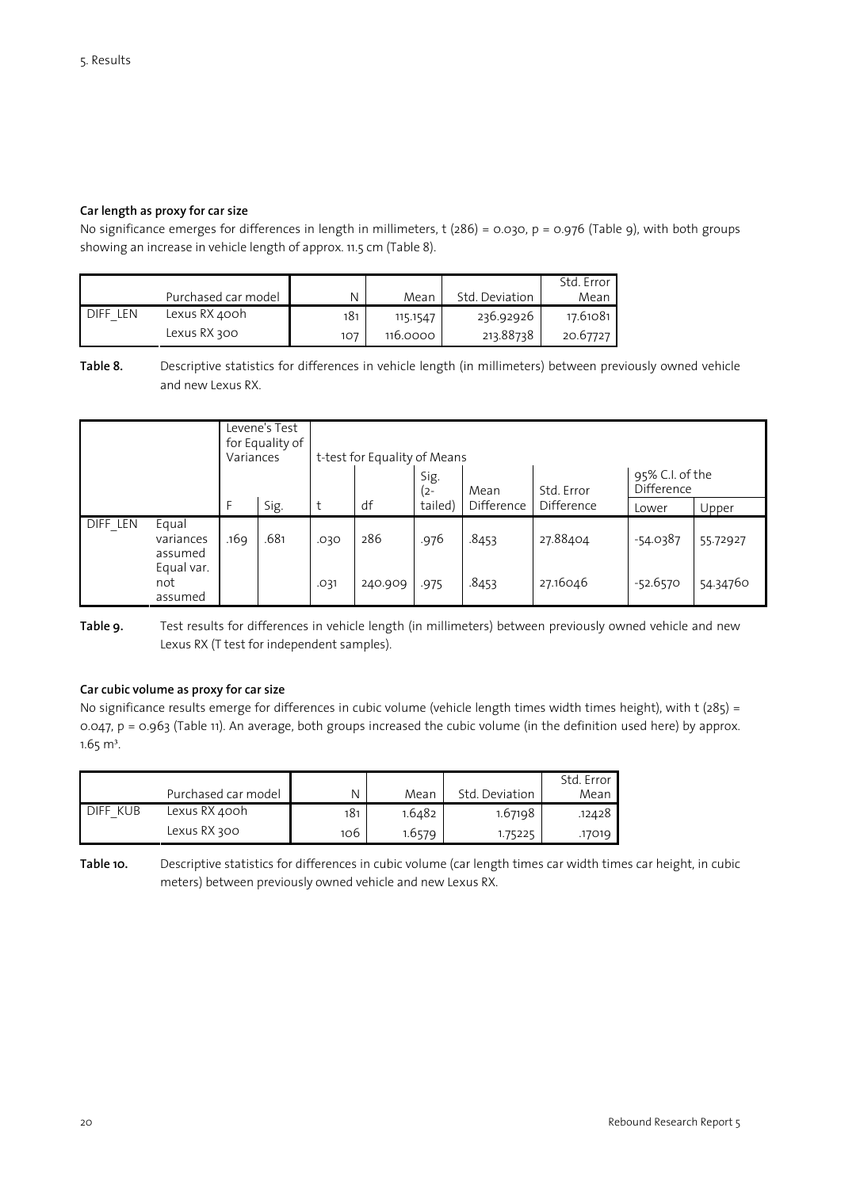**Car length as proxy for car size**

No significance emerges for differences in length in millimeters, t (286) = 0.030, p = 0.976 (Table 9), with both groups showing an increase in vehicle length of approx. 11.5 cm (Table 8).

| | Purchased car model | N | Mean | Std. Deviation | Std. Error Mean |
|---|---|---|---|---|---|
| DIFF_LEN | Lexus RX 400h | 181 | 115.1547 | 236.92926 | 17.61081 |
| | Lexus RX 300 | 107 | 116.0000 | 213.88738 | 20.67727 |

**Table 8.** Descriptive statistics for differences in vehicle length (in millimeters) between previously owned vehicle and new Lexus RX.

| | | Levene's Test for Equality of Variances | | t-test for Equality of Means | | | | | | |
|---|---|---|---|---|---|---|---|---|---|---|
| | | | | | | Sig. (2-tailed) | Mean Difference | Std. Error Difference | 95% C.I. of the Difference | |
| | | F | Sig. | t | df | | | | Lower | Upper |
| DIFF_LEN | Equal variances assumed | .169 | .681 | .030 | 286 | .976 | .8453 | 27.88404 | -54.0387 | 55.72927 |
| | Equal var. not assumed | | | .031 | 240.909 | .975 | .8453 | 27.16046 | -52.6570 | 54.34760 |

**Table 9.** Test results for differences in vehicle length (in millimeters) between previously owned vehicle and new Lexus RX (T test for independent samples).

**Car cubic volume as proxy for car size**

No significance results emerge for differences in cubic volume (vehicle length times width times height), with t (285) = 0.047, p = 0.963 (Table 11). An average, both groups increased the cubic volume (in the definition used here) by approx. 1.65 m³.

| | Purchased car model | N | Mean | Std. Deviation | Std. Error Mean |
|---|---|---|---|---|---|
| DIFF_KUB | Lexus RX 400h | 181 | 1.6482 | 1.67198 | .12428 |
| | Lexus RX 300 | 106 | 1.6579 | 1.75225 | .17019 |

**Table 10.** Descriptive statistics for differences in cubic volume (car length times car width times car height, in cubic meters) between previously owned vehicle and new Lexus RX.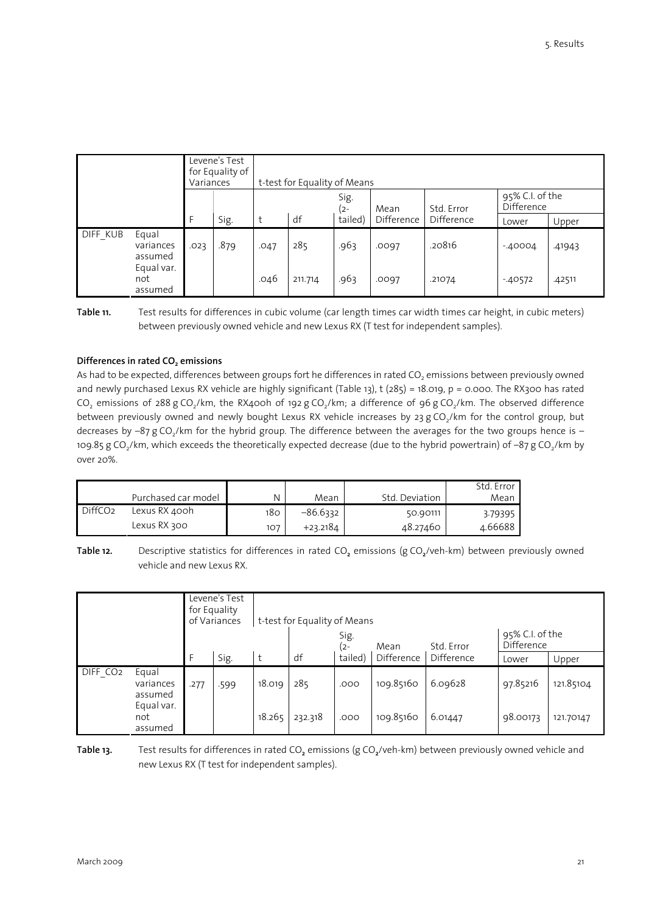| | | Levene's Test for Equality of Variances | | t-test for Equality of Means | | | | | | |
|---|---|---|---|---|---|---|---|---|---|---|
| | | | | | | Sig. (2-tailed) | Mean Difference | Std. Error Difference | 95% C.I. of the Difference | |
| | | F | Sig. | t | df | | | | Lower | Upper |
| DIFF_KUB | Equal variances assumed | .023 | .879 | .047 | 285 | .963 | .0097 | .20816 | -.40004 | .41943 |
| | Equal var. not assumed | | | .046 | 211.714 | .963 | .0097 | .21074 | -.40572 | .42511 |

**Table 11.** Test results for differences in cubic volume (car length times car width times car height, in cubic meters) between previously owned vehicle and new Lexus RX (T test for independent samples).

### Differences in rated $CO_2$ emissions

As had to be expected, differences between groups fort he differences in rated $CO_2$ emissions between previously owned and newly purchased Lexus RX vehicle are highly significant (Table 13), t (285) = 18.019, p = 0.000. The RX300 has rated $CO_2$ emissions of 288 g $CO_2$/km, the RX400h of 192 g $CO_2$/km; a difference of 96 g $CO_2$/km. The observed difference between previously owned and newly bought Lexus RX vehicle increases by 23 g $CO_2$/km for the control group, but decreases by –87 g $CO_2$/km for the hybrid group. The difference between the averages for the two groups hence is –109.85 g $CO_2$/km, which exceeds the theoretically expected decrease (due to the hybrid powertrain) of –87 g $CO_2$/km by over 20%.

| | Purchased car model | N | Mean | Std. Deviation | Std. Error Mean |
|---|---|---|---|---|---|
| DiffCO2 | Lexus RX 400h | 180 | –86.6332 | 50.90111 | 3.79395 |
| | Lexus RX 300 | 107 | +23.2184 | 48.27460 | 4.66688 |

**Table 12.** Descriptive statistics for differences in rated $CO_2$ emissions (g $CO_2$/veh-km) between previously owned vehicle and new Lexus RX.

| | | Levene's Test for Equality of Variances | | t-test for Equality of Means | | | | | | |
|---|---|---|---|---|---|---|---|---|---|---|
| | | | | | | Sig. (2-tailed) | Mean Difference | Std. Error Difference | 95% C.I. of the Difference | |
| | | F | Sig. | t | df | | | | Lower | Upper |
| DIFF_CO2 | Equal variances assumed | .277 | .599 | 18.019 | 285 | .000 | 109.85160 | 6.09628 | 97.85216 | 121.85104 |
| | Equal var. not assumed | | | 18.265 | 232.318 | .000 | 109.85160 | 6.01447 | 98.00173 | 121.70147 |

**Table 13.** Test results for differences in rated $CO_2$ emissions (g $CO_2$/veh-km) between previously owned vehicle and new Lexus RX (T test for independent samples).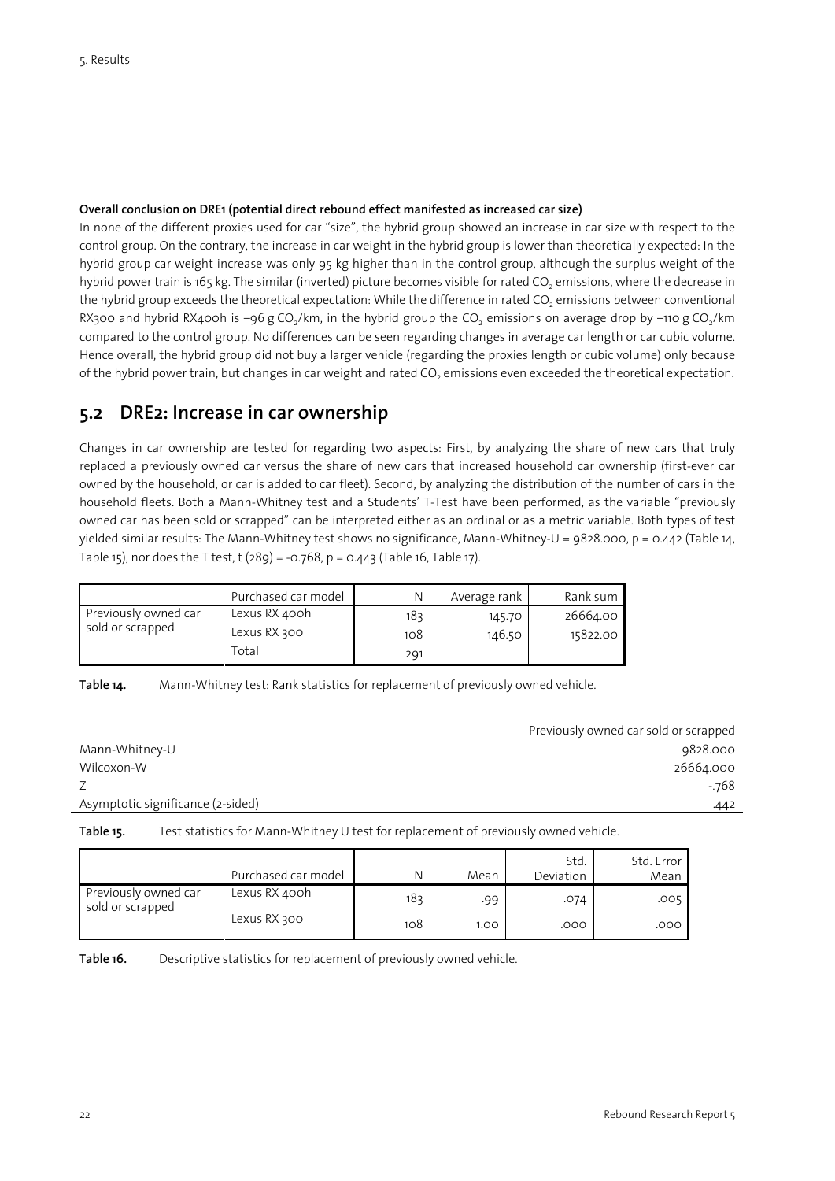**Overall conclusion on DRE1 (potential direct rebound effect manifested as increased car size)**

In none of the different proxies used for car "size", the hybrid group showed an increase in car size with respect to the control group. On the contrary, the increase in car weight in the hybrid group is lower than theoretically expected: In the hybrid group car weight increase was only 95 kg higher than in the control group, although the surplus weight of the hybrid power train is 165 kg. The similar (inverted) picture becomes visible for rated $CO_2$ emissions, where the decrease in the hybrid group exceeds the theoretical expectation: While the difference in rated $CO_2$ emissions between conventional RX300 and hybrid RX400h is –96 g $CO_2$/km, in the hybrid group the $CO_2$ emissions on average drop by –110 g $CO_2$/km compared to the control group. No differences can be seen regarding changes in average car length or car cubic volume. Hence overall, the hybrid group did not buy a larger vehicle (regarding the proxies length or cubic volume) only because of the hybrid power train, but changes in car weight and rated $CO_2$ emissions even exceeded the theoretical expectation.

## 5.2 DRE2: Increase in car ownership

Changes in car ownership are tested for regarding two aspects: First, by analyzing the share of new cars that truly replaced a previously owned car versus the share of new cars that increased household car ownership (first-ever car owned by the household, or car is added to car fleet). Second, by analyzing the distribution of the number of cars in the household fleets. Both a Mann-Whitney test and a Students' T-Test have been performed, as the variable "previously owned car has been sold or scrapped" can be interpreted either as an ordinal or as a metric variable. Both types of test yielded similar results: The Mann-Whitney test shows no significance, Mann-Whitney-U = 9828.000, $p = 0.442$ (Table 14, Table 15), nor does the T test, $t(289) = -0.768$, $p = 0.443$ (Table 16, Table 17).

| | Purchased car model | N | Average rank | Rank sum |
|---|---|---|---|---|
| Previously owned car sold or scrapped | Lexus RX 400h | 183 | 145.70 | 26664.00 |
| | Lexus RX 300 | 108 | 146.50 | 15822.00 |
| | Total | 291 | | |

**Table 14.** Mann-Whitney test: Rank statistics for replacement of previously owned vehicle.

| | Previously owned car sold or scrapped |
|---|---|
| Mann-Whitney-U | 9828.000 |
| Wilcoxon-W | 26664.000 |
| Z | -.768 |
| Asymptotic significance (2-sided) | .442 |

**Table 15.** Test statistics for Mann-Whitney U test for replacement of previously owned vehicle.

| | Purchased car model | N | Mean | Std. Deviation | Std. Error Mean |
|---|---|---|---|---|---|
| Previously owned car sold or scrapped | Lexus RX 400h | 183 | .99 | .074 | .005 |
| | Lexus RX 300 | 108 | 1.00 | .000 | .000 |

**Table 16.** Descriptive statistics for replacement of previously owned vehicle.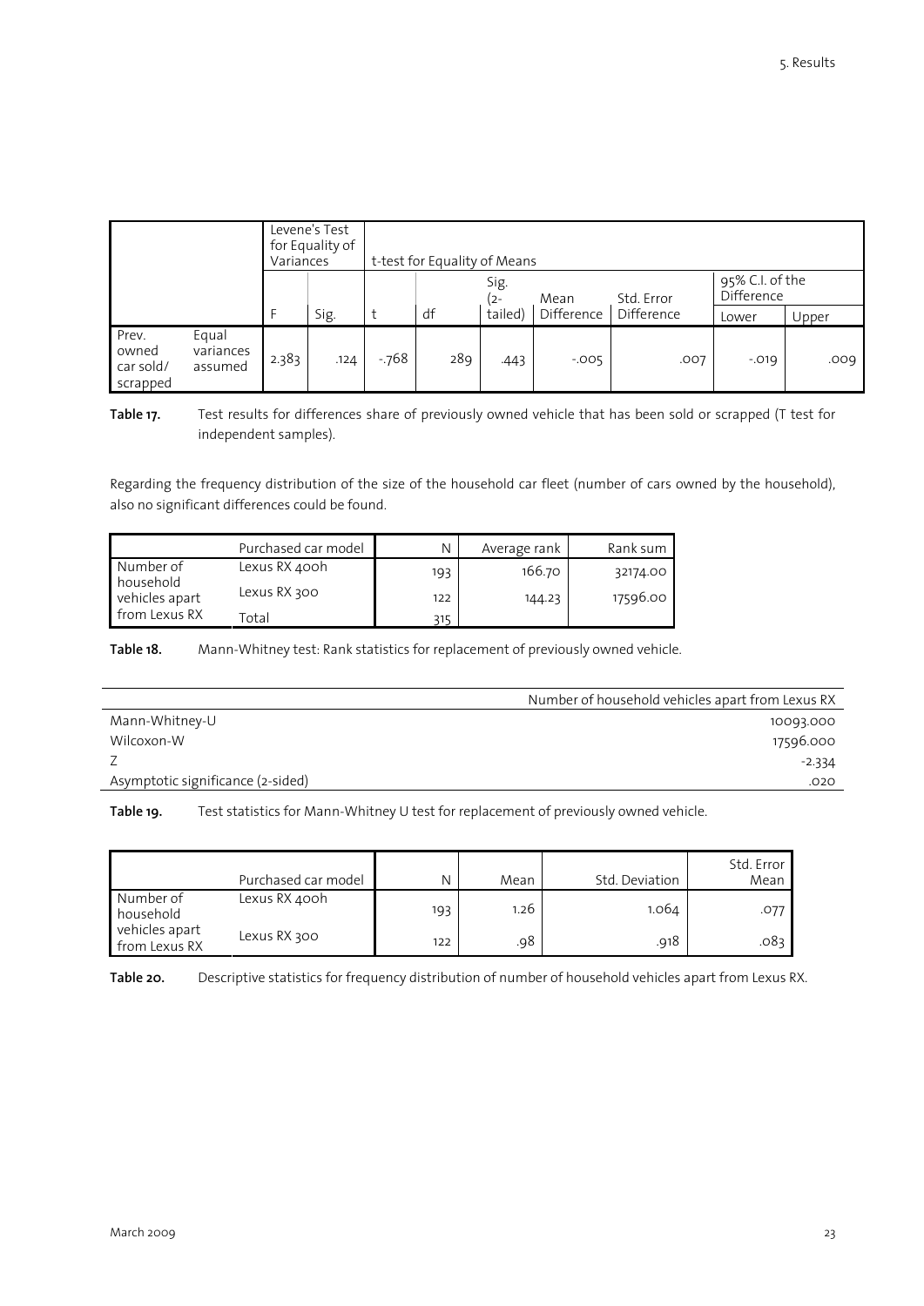| | | Levene's Test for Equality of Variances | | t-test for Equality of Means | | | | | | |
|---|---|---|---|---|---|---|---|---|---|---|
| | | | | | | Sig. (2-tailed) | Mean Difference | Std. Error Difference | 95% C.I. of the Difference | |
| | | F | Sig. | t | df | | | | Lower | Upper |
| Prev. owned car sold/ scrapped | Equal variances assumed | 2.383 | .124 | -.768 | 289 | .443 | -.005 | .007 | -.019 | .009 |

**Table 17.** Test results for differences share of previously owned vehicle that has been sold or scrapped (T test for independent samples).

Regarding the frequency distribution of the size of the household car fleet (number of cars owned by the household), also no significant differences could be found.

| | Purchased car model | N | Average rank | Rank sum |
|---|---|---|---|---|
| Number of household vehicles apart from Lexus RX | Lexus RX 400h | 193 | 166.70 | 32174.00 |
| | Lexus RX 300 | 122 | 144.23 | 17596.00 |
| | Total | 315 | | |

**Table 18.** Mann-Whitney test: Rank statistics for replacement of previously owned vehicle.

| | Number of household vehicles apart from Lexus RX |
|---|---|
| Mann-Whitney-U | 10093.000 |
| Wilcoxon-W | 17596.000 |
| Z | -2.334 |
| Asymptotic significance (2-sided) | .020 |

**Table 19.** Test statistics for Mann-Whitney U test for replacement of previously owned vehicle.

| | Purchased car model | N | Mean | Std. Deviation | Std. Error Mean |
|---|---|---|---|---|---|
| Number of household vehicles apart from Lexus RX | Lexus RX 400h | 193 | 1.26 | 1.064 | .077 |
| | Lexus RX 300 | 122 | .98 | .918 | .083 |

**Table 20.** Descriptive statistics for frequency distribution of number of household vehicles apart from Lexus RX.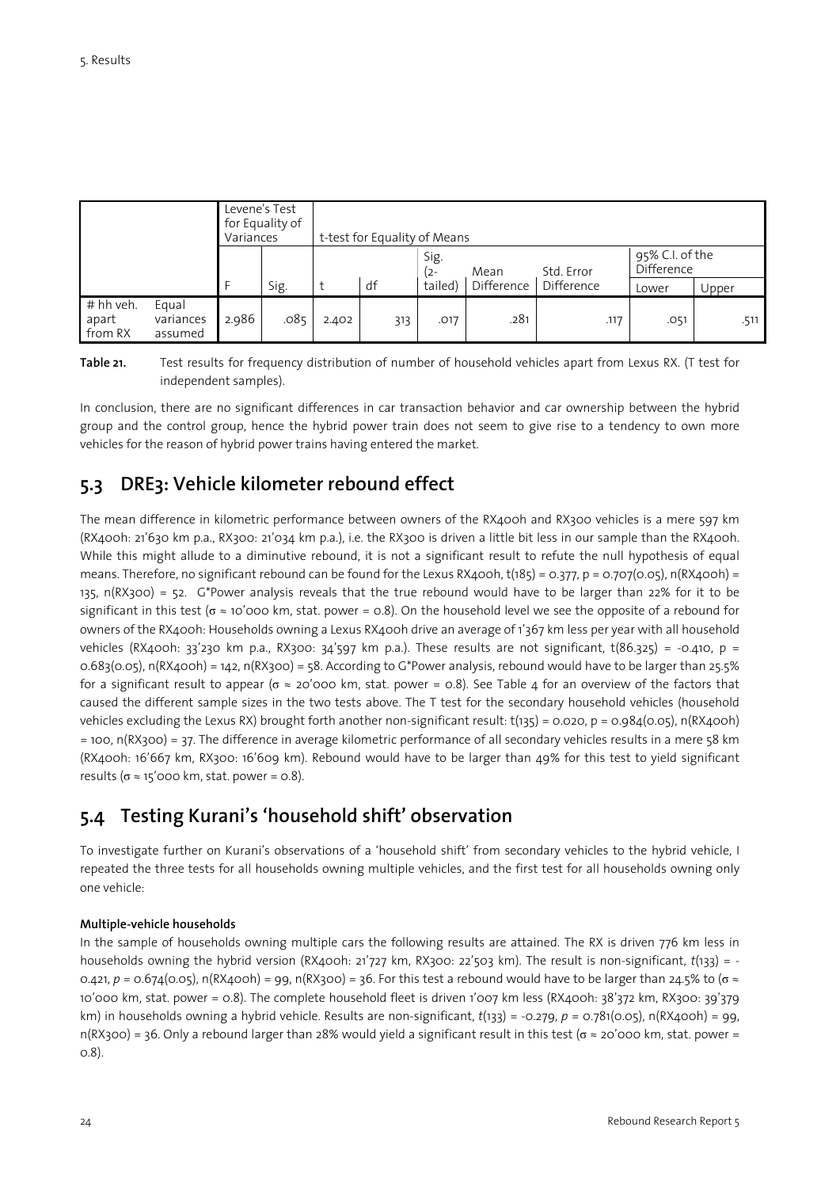| | | Levene's Test for Equality of Variances | | t-test for Equality of Means | | | | | | |
|---|---|---|---|---|---|---|---|---|---|---|
| | | | | | | Sig. (2- | Mean | Std. Error | 95% C.I. of the Difference | |
| | | F | Sig. | t | df | tailed) | Difference | Difference | Lower | Upper |
| # hh veh. apart from RX | Equal variances assumed | 2.986 | .085 | 2.402 | 313 | .017 | .281 | .117 | .051 | .511 |

**Table 21.** Test results for frequency distribution of number of household vehicles apart from Lexus RX. (T test for independent samples).

In conclusion, there are no significant differences in car transaction behavior and car ownership between the hybrid group and the control group, hence the hybrid power train does not seem to give rise to a tendency to own more vehicles for the reason of hybrid power trains having entered the market.

## 5.3 DRE3: Vehicle kilometer rebound effect

The mean difference in kilometric performance between owners of the RX400h and RX300 vehicles is a mere 597 km (RX400h: 21'630 km p.a., RX300: 21'034 km p.a.), i.e. the RX300 is driven a little bit less in our sample than the RX400h. While this might allude to a diminutive rebound, it is not a significant result to refute the null hypothesis of equal means. Therefore, no significant rebound can be found for the Lexus RX400h, $t(185) = 0.377$, $p = 0.707(0.05)$, n(RX400h) = 135, n(RX300) = 52. G*Power analysis reveals that the true rebound would have to be larger than 22% for it to be significant in this test ($\sigma \approx$ 10'000 km, stat. power = 0.8). On the household level we see the opposite of a rebound for owners of the RX400h: Households owning a Lexus RX400h drive an average of 1'367 km less per year with all household vehicles (RX400h: 33'230 km p.a., RX300: 34'597 km p.a.). These results are not significant, $t(86.325) = -0.410$, $p = 0.683(0.05)$, n(RX400h) = 142, n(RX300) = 58. According to G*Power analysis, rebound would have to be larger than 25.5% for a significant result to appear ($\sigma \approx$ 20'000 km, stat. power = 0.8). See Table 4 for an overview of the factors that caused the different sample sizes in the two tests above. The T test for the secondary household vehicles (household vehicles excluding the Lexus RX) brought forth another non-significant result: $t(135) = 0.020$, $p = 0.984(0.05)$, n(RX400h) = 100, n(RX300) = 37. The difference in average kilometric performance of all secondary vehicles results in a mere 58 km (RX400h: 16'667 km, RX300: 16'609 km). Rebound would have to be larger than 49% for this test to yield significant results ($\sigma \approx$ 15'000 km, stat. power = 0.8).

## 5.4 Testing Kurani's 'household shift' observation

To investigate further on Kurani's observations of a 'household shift' from secondary vehicles to the hybrid vehicle, I repeated the three tests for all households owning multiple vehicles, and the first test for all households owning only one vehicle:

**Multiple-vehicle households**

In the sample of households owning multiple cars the following results are attained. The RX is driven 776 km less in households owning the hybrid version (RX400h: 21'727 km, RX300: 22'503 km). The result is non-significant, $t(133) = -0.421$, $p = 0.674(0.05)$, n(RX400h) = 99, n(RX300) = 36. For this test a rebound would have to be larger than 24.5% to ($\sigma \approx$ 10'000 km, stat. power = 0.8). The complete household fleet is driven 1'007 km less (RX400h: 38'372 km, RX300: 39'379 km) in households owning a hybrid vehicle. Results are non-significant, $t(133) = -0.279$, $p = 0.781(0.05)$, n(RX400h) = 99, n(RX300) = 36. Only a rebound larger than 28% would yield a significant result in this test ($\sigma \approx$ 20'000 km, stat. power = 0.8).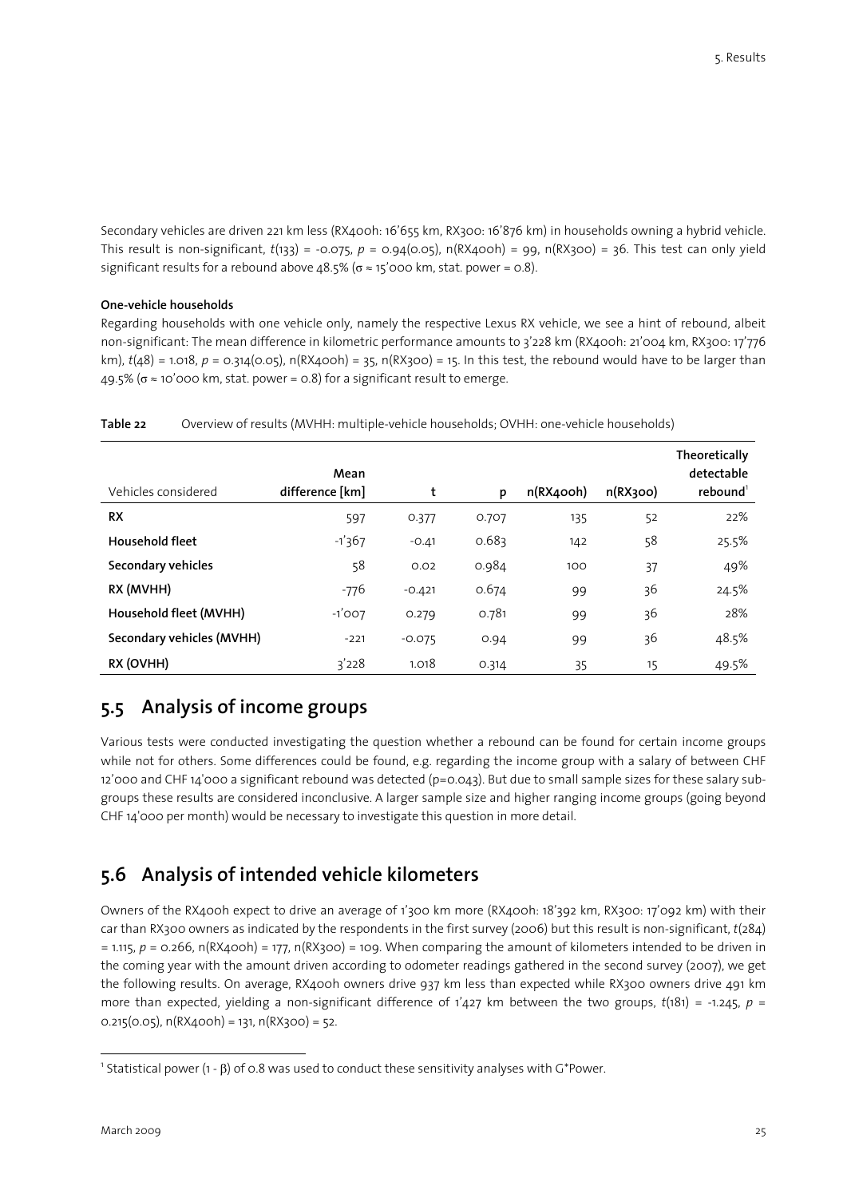Secondary vehicles are driven 221 km less (RX400h: 16'655 km, RX300: 16'876 km) in households owning a hybrid vehicle. This result is non-significant, $t(133) = -0.075$, $p = 0.94(0.05)$, n(RX400h) = 99, n(RX300) = 36. This test can only yield significant results for a rebound above 48.5% ($\sigma \approx$ 15'000 km, stat. power = 0.8).

**One-vehicle households**

Regarding households with one vehicle only, namely the respective Lexus RX vehicle, we see a hint of rebound, albeit non-significant: The mean difference in kilometric performance amounts to 3'228 km (RX400h: 21'004 km, RX300: 17'776 km), $t(48) = 1.018$, $p = 0.314(0.05)$, n(RX400h) = 35, n(RX300) = 15. In this test, the rebound would have to be larger than 49.5% ($\sigma \approx$ 10'000 km, stat. power = 0.8) for a significant result to emerge.

**Table 22** Overview of results (MVHH: multiple-vehicle households; OVHH: one-vehicle households)

| Vehicles considered | Mean difference [km] | t | p | n(RX400h) | n(RX300) | Theoretically detectable rebound[1] |
|---|---|---|---|---|---|---|
| **RX** | 597 | 0.377 | 0.707 | 135 | 52 | 22% |
| **Household fleet** | -1'367 | -0.41 | 0.683 | 142 | 58 | 25.5% |
| **Secondary vehicles** | 58 | 0.02 | 0.984 | 100 | 37 | 49% |
| **RX (MVHH)** | -776 | -0.421 | 0.674 | 99 | 36 | 24.5% |
| **Household fleet (MVHH)** | -1'007 | 0.279 | 0.781 | 99 | 36 | 28% |
| **Secondary vehicles (MVHH)** | -221 | -0.075 | 0.94 | 99 | 36 | 48.5% |
| **RX (OVHH)** | 3'228 | 1.018 | 0.314 | 35 | 15 | 49.5% |

## 5.5 Analysis of income groups

Various tests were conducted investigating the question whether a rebound can be found for certain income groups while not for others. Some differences could be found, e.g. regarding the income group with a salary of between CHF 12'000 and CHF 14'000 a significant rebound was detected (p=0.043). But due to small sample sizes for these salary subgroups these results are considered inconclusive. A larger sample size and higher ranging income groups (going beyond CHF 14'000 per month) would be necessary to investigate this question in more detail.

## 5.6 Analysis of intended vehicle kilometers

Owners of the RX400h expect to drive an average of 1'300 km more (RX400h: 18'392 km, RX300: 17'092 km) with their car than RX300 owners as indicated by the respondents in the first survey (2006) but this result is non-significant, $t(284) = 1.115$, $p = 0.266$, n(RX400h) = 177, n(RX300) = 109. When comparing the amount of kilometers intended to be driven in the coming year with the amount driven according to odometer readings gathered in the second survey (2007), we get the following results. On average, RX400h owners drive 937 km less than expected while RX300 owners drive 491 km more than expected, yielding a non-significant difference of 1'427 km between the two groups, $t(181) = -1.245$, $p = 0.215(0.05)$, n(RX400h) = 131, n(RX300) = 52.

[1] Statistical power ($1 - \beta$) of 0.8 was used to conduct these sensitivity analyses with G*Power.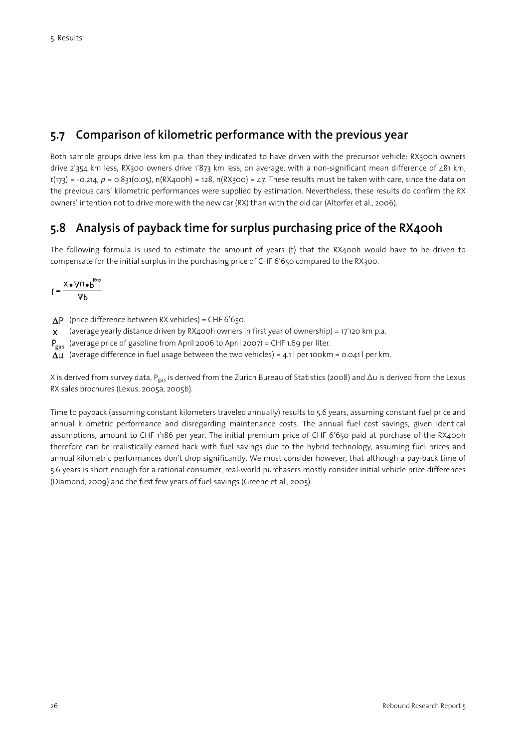## 5.7 Comparison of kilometric performance with the previous year

Both sample groups drive less km p.a. than they indicated to have driven with the precursor vehicle: RX300h owners drive 2'354 km less, RX300 owners drive 1'873 km less, on average, with a non-significant mean difference of 481 km, $t(173) = -0.214$, $p = 0.831(0.05)$, n(RX400h) = 128, n(RX300) = 47. These results must be taken with care, since the data on the previous cars' kilometric performances were supplied by estimation. Nevertheless, these results do confirm the RX owners' intention not to drive more with the new car (RX) than with the old car (Altorfer et al., 2006).

## 5.8 Analysis of payback time for surplus purchasing price of the RX400h

The following formula is used to estimate the amount of years (t) that the RX400h would have to be driven to compensate for the initial surplus in the purchasing price of CHF 6'650 compared to the RX300.

$$t = \frac{\Delta P}{x \cdot \Delta u \cdot P_{gas}}$$

$\Delta P$ (price difference between RX vehicles) = CHF 6'650.
$x$ (average yearly distance driven by RX400h owners in first year of ownership) = 17'120 km p.a.
$P_{gas}$ (average price of gasoline from April 2006 to April 2007) = CHF 1.69 per liter.
$\Delta u$ (average difference in fuel usage between the two vehicles) = 4.1 l per 100km = 0.041 l per km.

X is derived from survey data, $P_{gas}$ is derived from the Zurich Bureau of Statistics (2008) and $\Delta u$ is derived from the Lexus RX sales brochures (Lexus, 2005a, 2005b).

Time to payback (assuming constant kilometers traveled annually) results to 5.6 years, assuming constant fuel price and annual kilometric performance and disregarding maintenance costs. The annual fuel cost savings, given identical assumptions, amount to CHF 1'186 per year. The initial premium price of CHF 6'650 paid at purchase of the RX400h therefore can be realistically earned back with fuel savings due to the hybrid technology, assuming fuel prices and annual kilometric performances don't drop significantly. We must consider however, that although a pay-back time of 5.6 years is short enough for a rational consumer, real-world purchasers mostly consider initial vehicle price differences (Diamond, 2009) and the first few years of fuel savings (Greene et al., 2005).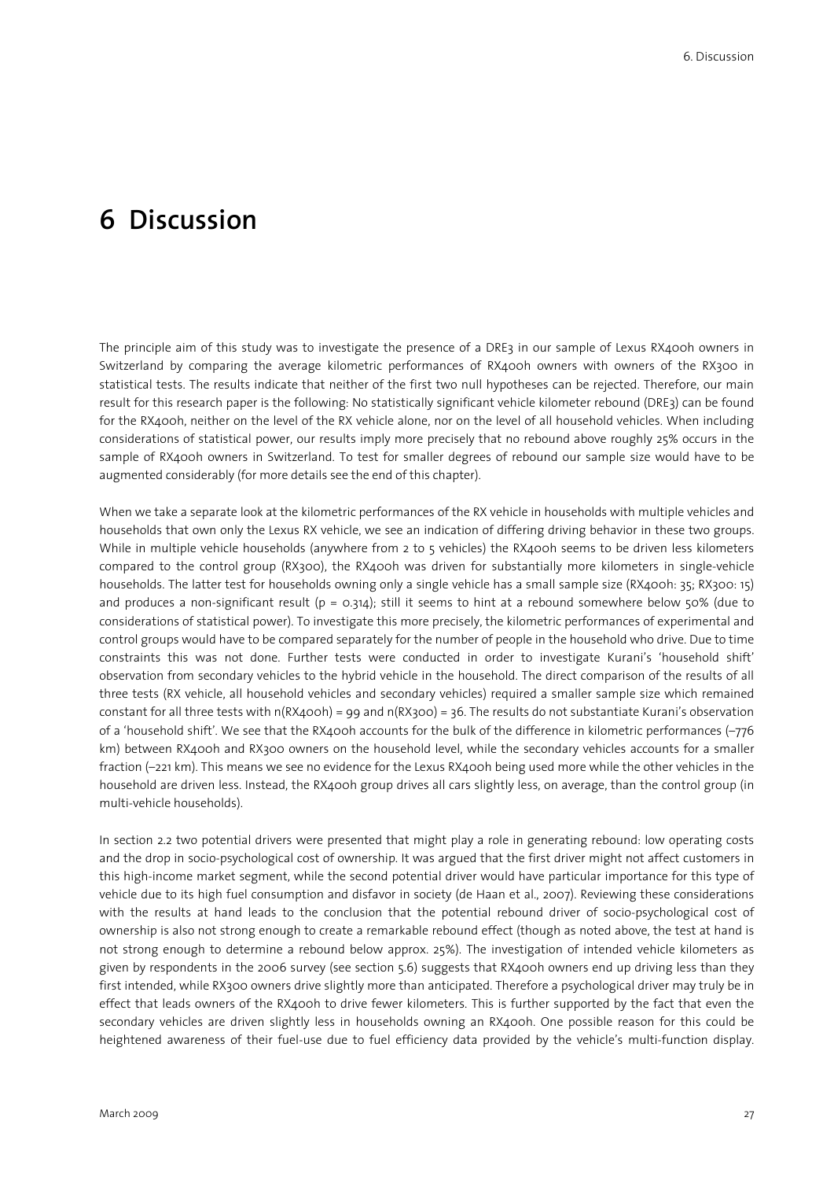# 6 Discussion

The principle aim of this study was to investigate the presence of a DRE3 in our sample of Lexus RX400h owners in Switzerland by comparing the average kilometric performances of RX400h owners with owners of the RX300 in statistical tests. The results indicate that neither of the first two null hypotheses can be rejected. Therefore, our main result for this research paper is the following: No statistically significant vehicle kilometer rebound (DRE3) can be found for the RX400h, neither on the level of the RX vehicle alone, nor on the level of all household vehicles. When including considerations of statistical power, our results imply more precisely that no rebound above roughly 25% occurs in the sample of RX400h owners in Switzerland. To test for smaller degrees of rebound our sample size would have to be augmented considerably (for more details see the end of this chapter).

When we take a separate look at the kilometric performances of the RX vehicle in households with multiple vehicles and households that own only the Lexus RX vehicle, we see an indication of differing driving behavior in these two groups. While in multiple vehicle households (anywhere from 2 to 5 vehicles) the RX400h seems to be driven less kilometers compared to the control group (RX300), the RX400h was driven for substantially more kilometers in single-vehicle households. The latter test for households owning only a single vehicle has a small sample size (RX400h: 35; RX300: 15) and produces a non-significant result ($p = 0.314$); still it seems to hint at a rebound somewhere below 50% (due to considerations of statistical power). To investigate this more precisely, the kilometric performances of experimental and control groups would have to be compared separately for the number of people in the household who drive. Due to time constraints this was not done. Further tests were conducted in order to investigate Kurani's 'household shift' observation from secondary vehicles to the hybrid vehicle in the household. The direct comparison of the results of all three tests (RX vehicle, all household vehicles and secondary vehicles) required a smaller sample size which remained constant for all three tests with n(RX400h) = 99 and n(RX300) = 36. The results do not substantiate Kurani's observation of a 'household shift'. We see that the RX400h accounts for the bulk of the difference in kilometric performances (–776 km) between RX400h and RX300 owners on the household level, while the secondary vehicles accounts for a smaller fraction (–221 km). This means we see no evidence for the Lexus RX400h being used more while the other vehicles in the household are driven less. Instead, the RX400h group drives all cars slightly less, on average, than the control group (in multi-vehicle households).

In section 2.2 two potential drivers were presented that might play a role in generating rebound: low operating costs and the drop in socio-psychological cost of ownership. It was argued that the first driver might not affect customers in this high-income market segment, while the second potential driver would have particular importance for this type of vehicle due to its high fuel consumption and disfavor in society (de Haan et al., 2007). Reviewing these considerations with the results at hand leads to the conclusion that the potential rebound driver of socio-psychological cost of ownership is also not strong enough to create a remarkable rebound effect (though as noted above, the test at hand is not strong enough to determine a rebound below approx. 25%). The investigation of intended vehicle kilometers as given by respondents in the 2006 survey (see section 5.6) suggests that RX400h owners end up driving less than they first intended, while RX300 owners drive slightly more than anticipated. Therefore a psychological driver may truly be in effect that leads owners of the RX400h to drive fewer kilometers. This is further supported by the fact that even the secondary vehicles are driven slightly less in households owning an RX400h. One possible reason for this could be heightened awareness of their fuel-use due to fuel efficiency data provided by the vehicle's multi-function display.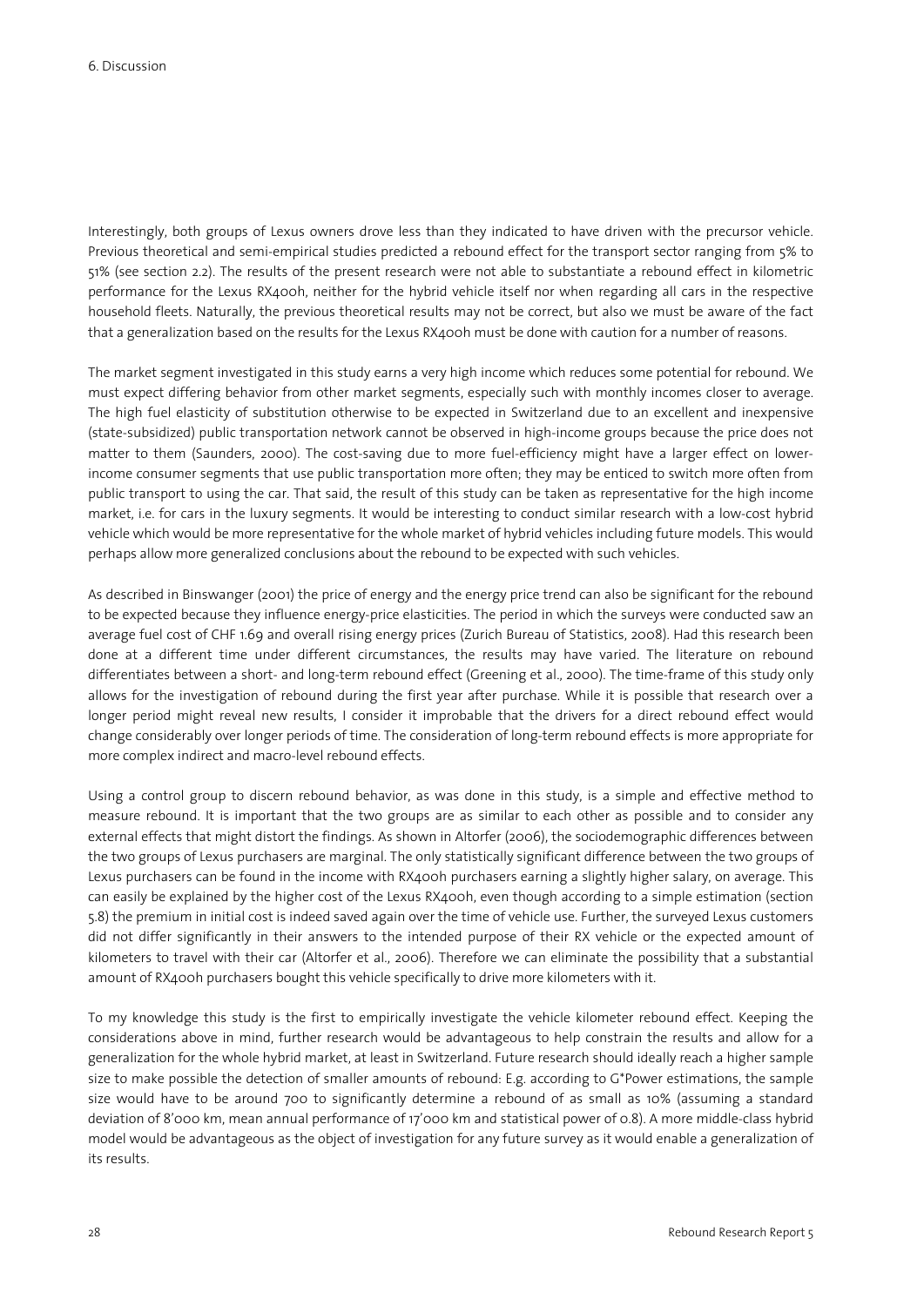Interestingly, both groups of Lexus owners drove less than they indicated to have driven with the precursor vehicle. Previous theoretical and semi-empirical studies predicted a rebound effect for the transport sector ranging from 5% to 51% (see section 2.2). The results of the present research were not able to substantiate a rebound effect in kilometric performance for the Lexus RX400h, neither for the hybrid vehicle itself nor when regarding all cars in the respective household fleets. Naturally, the previous theoretical results may not be correct, but also we must be aware of the fact that a generalization based on the results for the Lexus RX400h must be done with caution for a number of reasons.

The market segment investigated in this study earns a very high income which reduces some potential for rebound. We must expect differing behavior from other market segments, especially such with monthly incomes closer to average. The high fuel elasticity of substitution otherwise to be expected in Switzerland due to an excellent and inexpensive (state-subsidized) public transportation network cannot be observed in high-income groups because the price does not matter to them (Saunders, 2000). The cost-saving due to more fuel-efficiency might have a larger effect on lower-income consumer segments that use public transportation more often; they may be enticed to switch more often from public transport to using the car. That said, the result of this study can be taken as representative for the high income market, i.e. for cars in the luxury segments. It would be interesting to conduct similar research with a low-cost hybrid vehicle which would be more representative for the whole market of hybrid vehicles including future models. This would perhaps allow more generalized conclusions about the rebound to be expected with such vehicles.

As described in Binswanger (2001) the price of energy and the energy price trend can also be significant for the rebound to be expected because they influence energy-price elasticities. The period in which the surveys were conducted saw an average fuel cost of CHF 1.69 and overall rising energy prices (Zurich Bureau of Statistics, 2008). Had this research been done at a different time under different circumstances, the results may have varied. The literature on rebound differentiates between a short- and long-term rebound effect (Greening et al., 2000). The time-frame of this study only allows for the investigation of rebound during the first year after purchase. While it is possible that research over a longer period might reveal new results, I consider it improbable that the drivers for a direct rebound effect would change considerably over longer periods of time. The consideration of long-term rebound effects is more appropriate for more complex indirect and macro-level rebound effects.

Using a control group to discern rebound behavior, as was done in this study, is a simple and effective method to measure rebound. It is important that the two groups are as similar to each other as possible and to consider any external effects that might distort the findings. As shown in Altorfer (2006), the sociodemographic differences between the two groups of Lexus purchasers are marginal. The only statistically significant difference between the two groups of Lexus purchasers can be found in the income with RX400h purchasers earning a slightly higher salary, on average. This can easily be explained by the higher cost of the Lexus RX400h, even though according to a simple estimation (section 5.8) the premium in initial cost is indeed saved again over the time of vehicle use. Further, the surveyed Lexus customers did not differ significantly in their answers to the intended purpose of their RX vehicle or the expected amount of kilometers to travel with their car (Altorfer et al., 2006). Therefore we can eliminate the possibility that a substantial amount of RX400h purchasers bought this vehicle specifically to drive more kilometers with it.

To my knowledge this study is the first to empirically investigate the vehicle kilometer rebound effect. Keeping the considerations above in mind, further research would be advantageous to help constrain the results and allow for a generalization for the whole hybrid market, at least in Switzerland. Future research should ideally reach a higher sample size to make possible the detection of smaller amounts of rebound: E.g. according to G*Power estimations, the sample size would have to be around 700 to significantly determine a rebound of as small as 10% (assuming a standard deviation of 8'000 km, mean annual performance of 17'000 km and statistical power of 0.8). A more middle-class hybrid model would be advantageous as the object of investigation for any future survey as it would enable a generalization of its results.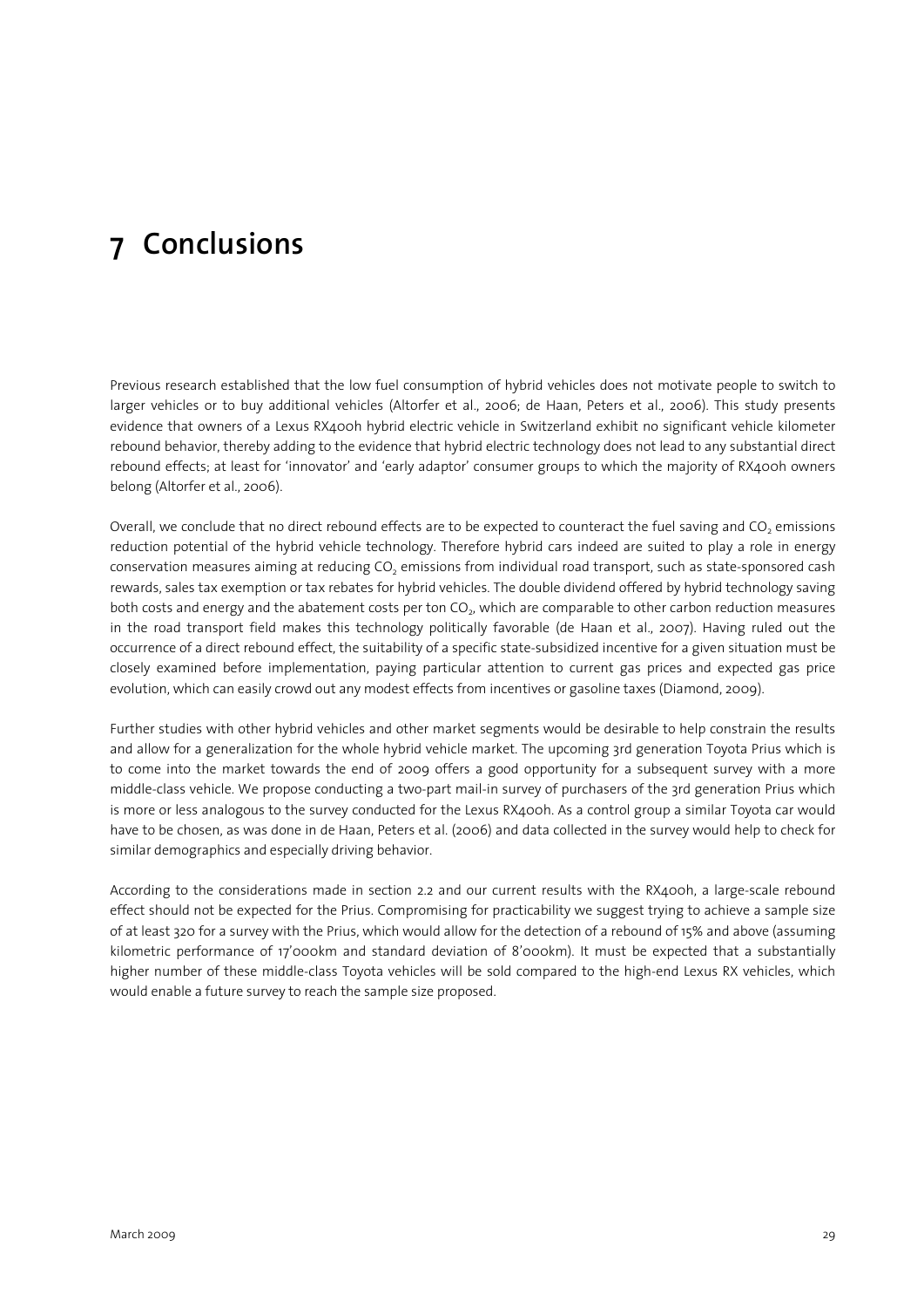# 7 Conclusions

Previous research established that the low fuel consumption of hybrid vehicles does not motivate people to switch to larger vehicles or to buy additional vehicles (Altorfer et al., 2006; de Haan, Peters et al., 2006). This study presents evidence that owners of a Lexus RX400h hybrid electric vehicle in Switzerland exhibit no significant vehicle kilometer rebound behavior, thereby adding to the evidence that hybrid electric technology does not lead to any substantial direct rebound effects; at least for 'innovator' and 'early adaptor' consumer groups to which the majority of RX400h owners belong (Altorfer et al., 2006).

Overall, we conclude that no direct rebound effects are to be expected to counteract the fuel saving and $CO_2$ emissions reduction potential of the hybrid vehicle technology. Therefore hybrid cars indeed are suited to play a role in energy conservation measures aiming at reducing $CO_2$ emissions from individual road transport, such as state-sponsored cash rewards, sales tax exemption or tax rebates for hybrid vehicles. The double dividend offered by hybrid technology saving both costs and energy and the abatement costs per ton $CO_2$, which are comparable to other carbon reduction measures in the road transport field makes this technology politically favorable (de Haan et al., 2007). Having ruled out the occurrence of a direct rebound effect, the suitability of a specific state-subsidized incentive for a given situation must be closely examined before implementation, paying particular attention to current gas prices and expected gas price evolution, which can easily crowd out any modest effects from incentives or gasoline taxes (Diamond, 2009).

Further studies with other hybrid vehicles and other market segments would be desirable to help constrain the results and allow for a generalization for the whole hybrid vehicle market. The upcoming 3rd generation Toyota Prius which is to come into the market towards the end of 2009 offers a good opportunity for a subsequent survey with a more middle-class vehicle. We propose conducting a two-part mail-in survey of purchasers of the 3rd generation Prius which is more or less analogous to the survey conducted for the Lexus RX400h. As a control group a similar Toyota car would have to be chosen, as was done in de Haan, Peters et al. (2006) and data collected in the survey would help to check for similar demographics and especially driving behavior.

According to the considerations made in section 2.2 and our current results with the RX400h, a large-scale rebound effect should not be expected for the Prius. Compromising for practicability we suggest trying to achieve a sample size of at least 320 for a survey with the Prius, which would allow for the detection of a rebound of 15% and above (assuming kilometric performance of 17'000km and standard deviation of 8'000km). It must be expected that a substantially higher number of these middle-class Toyota vehicles will be sold compared to the high-end Lexus RX vehicles, which would enable a future survey to reach the sample size proposed.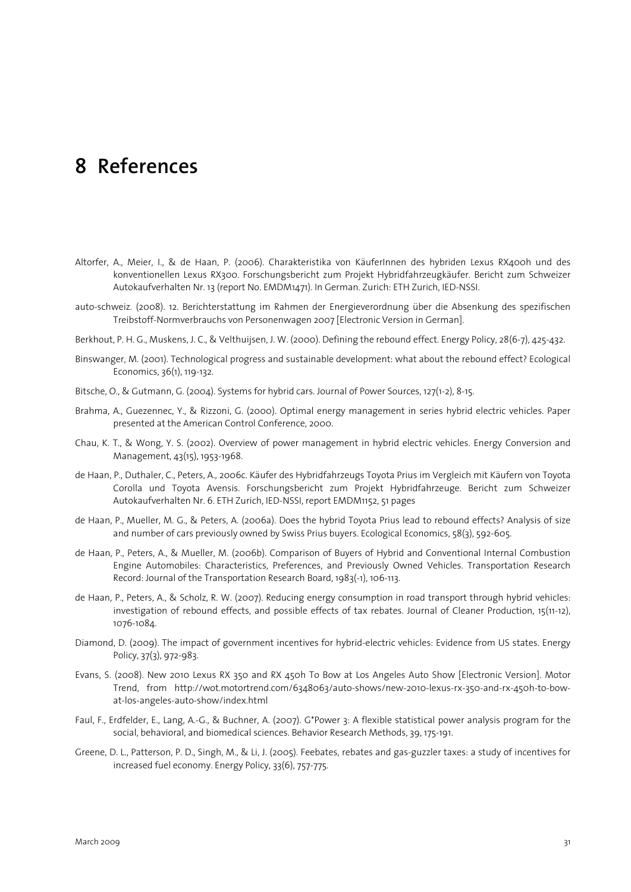# 8 References

Altorfer, A., Meier, I., & de Haan, P. (2006). Charakteristika von KäuferInnen des hybriden Lexus RX400h und des konventionellen Lexus RX300. Forschungsbericht zum Projekt Hybridfahrzeugkäufer. Bericht zum Schweizer Autokaufverhalten Nr. 13 (report No. EMDM1471). In German. Zurich: ETH Zurich, IED-NSSI.

auto-schweiz. (2008). 12. Berichterstattung im Rahmen der Energieverordnung über die Absenkung des spezifischen Treibstoff-Normverbrauchs von Personenwagen 2007 [Electronic Version in German].

Berkhout, P. H. G., Muskens, J. C., & Velthuijsen, J. W. (2000). Defining the rebound effect. Energy Policy, 28(6-7), 425-432.

Binswanger, M. (2001). Technological progress and sustainable development: what about the rebound effect? Ecological Economics, 36(1), 119-132.

Bitsche, O., & Gutmann, G. (2004). Systems for hybrid cars. Journal of Power Sources, 127(1-2), 8-15.

Brahma, A., Guezennec, Y., & Rizzoni, G. (2000). Optimal energy management in series hybrid electric vehicles. Paper presented at the American Control Conference, 2000.

Chau, K. T., & Wong, Y. S. (2002). Overview of power management in hybrid electric vehicles. Energy Conversion and Management, 43(15), 1953-1968.

de Haan, P., Duthaler, C., Peters, A., 2006c. Käufer des Hybridfahrzeugs Toyota Prius im Vergleich mit Käufern von Toyota Corolla und Toyota Avensis. Forschungsbericht zum Projekt Hybridfahrzeuge. Bericht zum Schweizer Autokaufverhalten Nr. 6. ETH Zurich, IED-NSSI, report EMDM1152, 51 pages

de Haan, P., Mueller, M. G., & Peters, A. (2006a). Does the hybrid Toyota Prius lead to rebound effects? Analysis of size and number of cars previously owned by Swiss Prius buyers. Ecological Economics, 58(3), 592-605.

de Haan, P., Peters, A., & Mueller, M. (2006b). Comparison of Buyers of Hybrid and Conventional Internal Combustion Engine Automobiles: Characteristics, Preferences, and Previously Owned Vehicles. Transportation Research Record: Journal of the Transportation Research Board, 1983(-1), 106-113.

de Haan, P., Peters, A., & Scholz, R. W. (2007). Reducing energy consumption in road transport through hybrid vehicles: investigation of rebound effects, and possible effects of tax rebates. Journal of Cleaner Production, 15(11-12), 1076-1084.

Diamond, D. (2009). The impact of government incentives for hybrid-electric vehicles: Evidence from US states. Energy Policy, 37(3), 972-983.

Evans, S. (2008). New 2010 Lexus RX 350 and RX 450h To Bow at Los Angeles Auto Show [Electronic Version]. Motor Trend, from http://wot.motortrend.com/6348063/auto-shows/new-2010-lexus-rx-350-and-rx-450h-to-bow-at-los-angeles-auto-show/index.html

Faul, F., Erdfelder, E., Lang, A.-G., & Buchner, A. (2007). G*Power 3: A flexible statistical power analysis program for the social, behavioral, and biomedical sciences. Behavior Research Methods, 39, 175-191.

Greene, D. L., Patterson, P. D., Singh, M., & Li, J. (2005). Feebates, rebates and gas-guzzler taxes: a study of incentives for increased fuel economy. Energy Policy, 33(6), 757-775.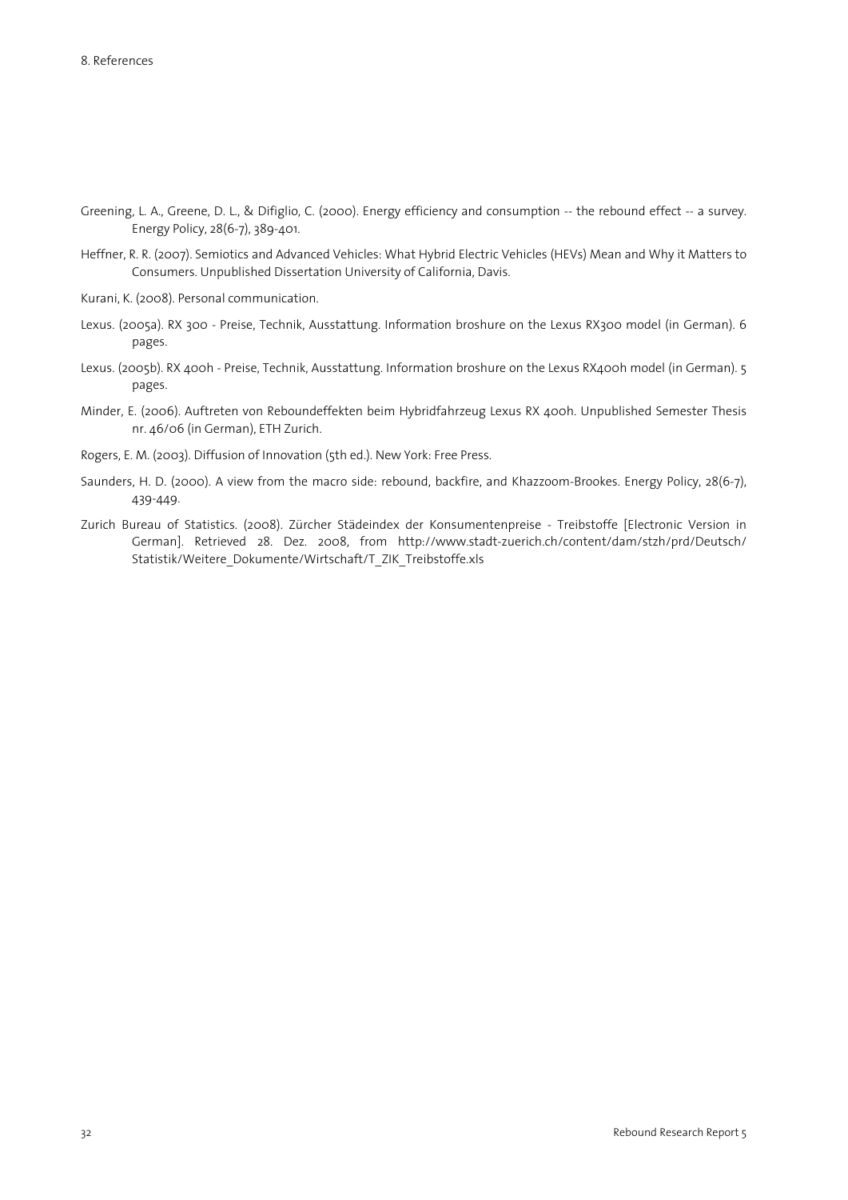Greening, L. A., Greene, D. L., & Difiglio, C. (2000). Energy efficiency and consumption -- the rebound effect -- a survey. Energy Policy, 28(6-7), 389-401.

Heffner, R. R. (2007). Semiotics and Advanced Vehicles: What Hybrid Electric Vehicles (HEVs) Mean and Why it Matters to Consumers. Unpublished Dissertation University of California, Davis.

Kurani, K. (2008). Personal communication.

Lexus. (2005a). RX 300 - Preise, Technik, Ausstattung. Information broshure on the Lexus RX300 model (in German). 6 pages.

Lexus. (2005b). RX 400h - Preise, Technik, Ausstattung. Information broshure on the Lexus RX400h model (in German). 5 pages.

Minder, E. (2006). Auftreten von Reboundeffekten beim Hybridfahrzeug Lexus RX 400h. Unpublished Semester Thesis nr. 46/06 (in German), ETH Zurich.

Rogers, E. M. (2003). Diffusion of Innovation (5th ed.). New York: Free Press.

Saunders, H. D. (2000). A view from the macro side: rebound, backfire, and Khazzoom-Brookes. Energy Policy, 28(6-7), 439-449.

Zurich Bureau of Statistics. (2008). Zürcher Städeindex der Konsumentenpreise - Treibstoffe [Electronic Version in German]. Retrieved 28. Dez. 2008, from http://www.stadt-zuerich.ch/content/dam/stzh/prd/Deutsch/Statistik/Weitere_Dokumente/Wirtschaft/T_ZIK_Treibstoffe.xls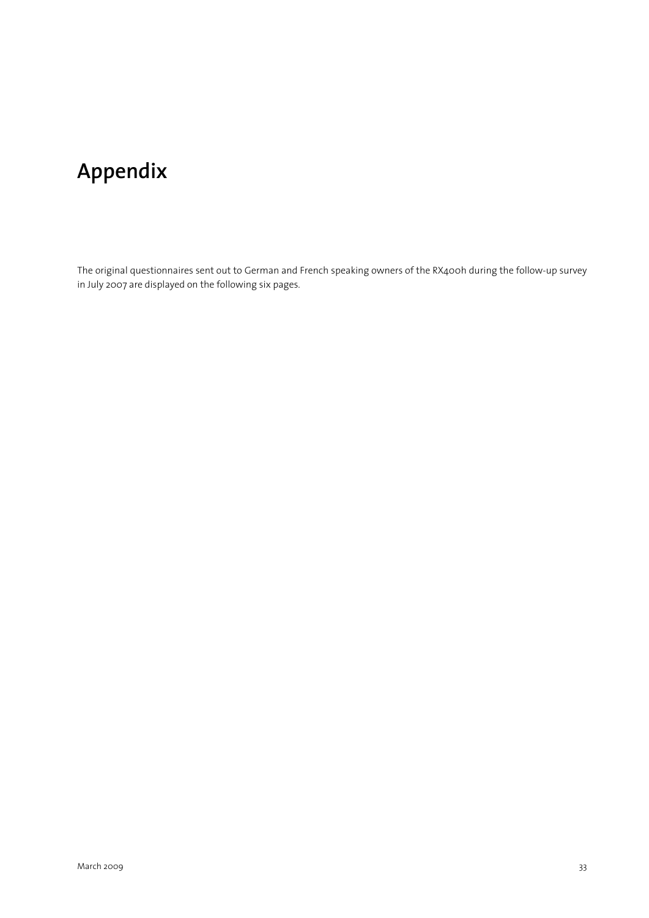# Appendix

The original questionnaires sent out to German and French speaking owners of the RX400h during the follow-up survey in July 2007 are displayed on the following six pages.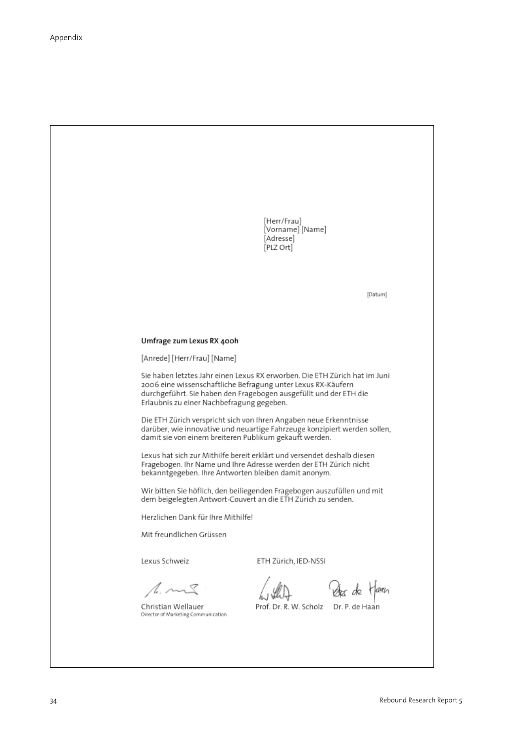[Herr/Frau]
[Vorname] [Name]
[Adresse]
[PLZ Ort]

[Datum]

**Umfrage zum Lexus RX 400h**

[Anrede] [Herr/Frau] [Name]

Sie haben letztes Jahr einen Lexus RX erworben. Die ETH Zürich hat im Juni 2006 eine wissenschaftliche Befragung unter Lexus RX-Käufern durchgeführt. Sie haben den Fragebogen ausgefüllt und der ETH die Erlaubnis zu einer Nachbefragung gegeben.

Die ETH Zürich verspricht sich von Ihren Angaben neue Erkenntnisse darüber, wie innovative und neuartige Fahrzeuge konzipiert werden sollen, damit sie von einem breiteren Publikum gekauft werden.

Lexus hat sich zur Mithilfe bereit erklärt und versendet deshalb diesen Fragebogen. Ihr Name und Ihre Adresse werden der ETH Zürich nicht bekanntgegeben. Ihre Antworten bleiben damit anonym.

Wir bitten Sie höflich, den beiliegenden Fragebogen auszufüllen und mit dem beigelegten Antwort-Couvert an die ETH Zürich zu senden.

Herzlichen Dank für Ihre Mithilfe!

Mit freundlichen Grüssen

Lexus Schweiz

Christian Wellauer
Director of Marketing Communication

ETH Zürich, IED-NSSI

Prof. Dr. R. W. Scholz Dr. P. de Haan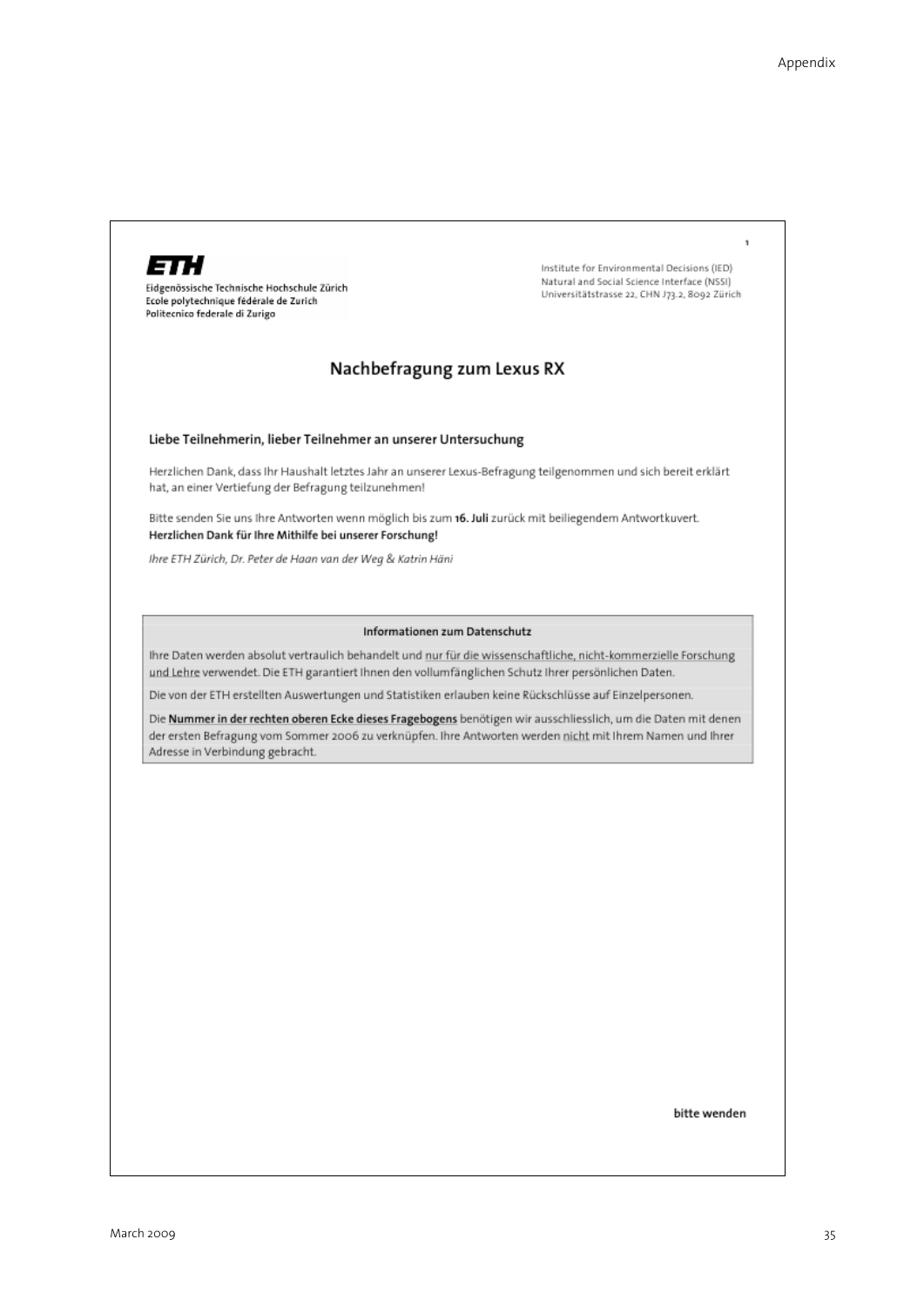1

**ETH**

Eidgenössische Technische Hochschule Zürich
Ecole polytechnique fédérale de Zurich
Politecnico federale di Zurigo

Institute for Environmental Decisions (IED)
Natural and Social Science Interface (NSSI)
Universitätstrasse 22, CHN J73.2, 8092 Zürich

## Nachbefragung zum Lexus RX

### Liebe Teilnehmerin, lieber Teilnehmer an unserer Untersuchung

Herzlichen Dank, dass Ihr Haushalt letztes Jahr an unserer Lexus-Befragung teilgenommen und sich bereit erklärt hat, an einer Vertiefung der Befragung teilzunehmen!

Bitte senden Sie uns Ihre Antworten wenn möglich bis zum **16. Juli** zurück mit beiliegendem Antwortkuvert.
**Herzlichen Dank für Ihre Mithilfe bei unserer Forschung!**

*Ihre ETH Zürich, Dr. Peter de Haan van der Weg & Katrin Häni*

**Informationen zum Datenschutz**

Ihre Daten werden absolut vertraulich behandelt und nur für die wissenschaftliche, nicht-kommerzielle Forschung und Lehre verwendet. Die ETH garantiert Ihnen den vollumfänglichen Schutz Ihrer persönlichen Daten.

Die von der ETH erstellten Auswertungen und Statistiken erlauben keine Rückschlüsse auf Einzelpersonen.

Die **Nummer in der rechten oberen Ecke dieses Fragebogens** benötigen wir ausschliesslich, um die Daten mit denen der ersten Befragung vom Sommer 2006 zu verknüpfen. Ihre Antworten werden nicht mit Ihrem Namen und Ihrer Adresse in Verbindung gebracht.

**bitte wenden**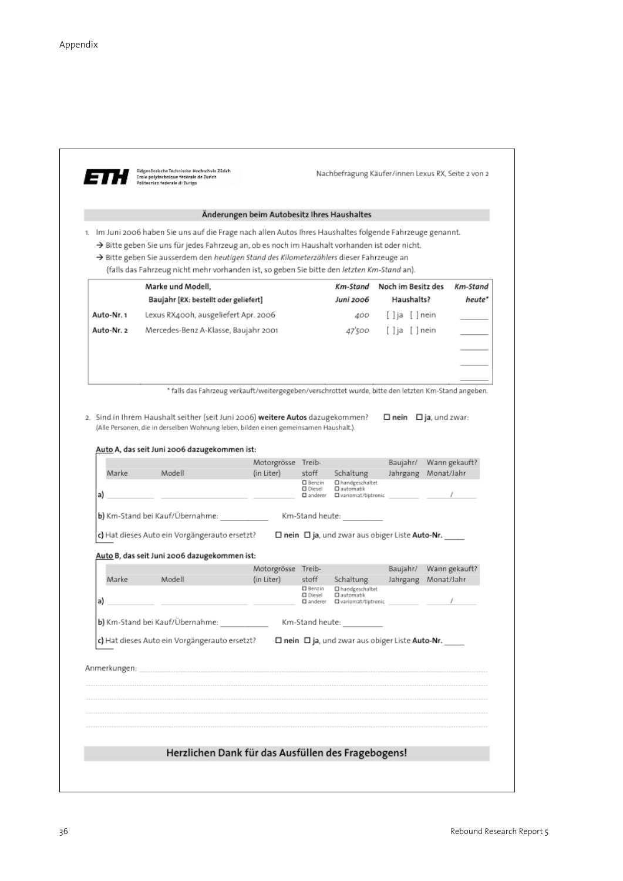Eidgenössische Technische Hochschule Zürich
Ecole polytechnique fédérale de Zurich
Politecnico federale di Zurigo

Nachbefragung Käufer/innen Lexus RX, Seite 2 von 2

## Änderungen beim Autobesitz Ihres Haushaltes

1. Im Juni 2006 haben Sie uns auf die Frage nach allen Autos Ihres Haushaltes folgende Fahrzeuge genannt.
   → Bitte geben Sie uns für jedes Fahrzeug an, ob es noch im Haushalt vorhanden ist oder nicht.
   → Bitte geben Sie ausserdem den *heutigen Stand des Kilometerzählers* dieser Fahrzeuge an
   (falls das Fahrzeug nicht mehr vorhanden ist, so geben Sie bitte den *letzten Km-Stand* an).

| | Marke und Modell, Baujahr [RX: bestellt oder geliefert] | *Km-Stand Juni 2006* | Noch im Besitz des Haushalts? | *Km-Stand heute\** |
|---|---|---|---|---|
| Auto-Nr. 1 | Lexus RX400h, ausgeliefert Apr. 2006 | *400* | [ ] ja [ ] nein | ______ |
| Auto-Nr. 2 | Mercedes-Benz A-Klasse, Baujahr 2001 | *47'500* | [ ] ja [ ] nein | ______ |
| | | | | ______ |
| | | | | ______ |
| | | | | ______ |

\* falls das Fahrzeug verkauft/weitergegeben/verschrottet wurde, bitte den letzten Km-Stand angeben.

2. Sind in Ihrem Haushalt seither (seit Juni 2006) **weitere Autos** dazugekommen? ☐ **nein** ☐ **ja**, und zwar:
   (Alle Personen, die in derselben Wohnung leben, bilden einen gemeinsamen Haushalt.)

Auto A, das seit Juni 2006 dazugekommen ist:

| | Marke | Modell | Motorgrösse (in Liter) | Treibstoff | Schaltung | Baujahr/ Jahrgang | Wann gekauft? Monat/Jahr |
|---|---|---|---|---|---|---|---|
| a) | ______ | ______ | ______ | ☐ Benzin ☐ Diesel ☐ anderer | ☐ handgeschaltet ☐ automatik ☐ variomat/tiptronic | ______ | ____ / ____ |

b) Km-Stand bei Kauf/Übernahme: __________ Km-Stand heute: __________

c) Hat dieses Auto ein Vorgängerauto ersetzt? ☐ **nein** ☐ **ja**, und zwar aus obiger Liste **Auto-Nr.** _____

Auto B, das seit Juni 2006 dazugekommen ist:

| | Marke | Modell | Motorgrösse (in Liter) | Treibstoff | Schaltung | Baujahr/ Jahrgang | Wann gekauft? Monat/Jahr |
|---|---|---|---|---|---|---|---|
| a) | ______ | ______ | ______ | ☐ Benzin ☐ Diesel ☐ anderer | ☐ handgeschaltet ☐ automatik ☐ variomat/tiptronic | ______ | ____ / ____ |

b) Km-Stand bei Kauf/Übernahme: __________ Km-Stand heute: __________

c) Hat dieses Auto ein Vorgängerauto ersetzt? ☐ **nein** ☐ **ja**, und zwar aus obiger Liste **Auto-Nr.** _____

Anmerkungen: ..............................................................................................

..............................................................................................

..............................................................................................

..............................................................................................

..............................................................................................

## Herzlichen Dank für das Ausfüllen des Fragebogens!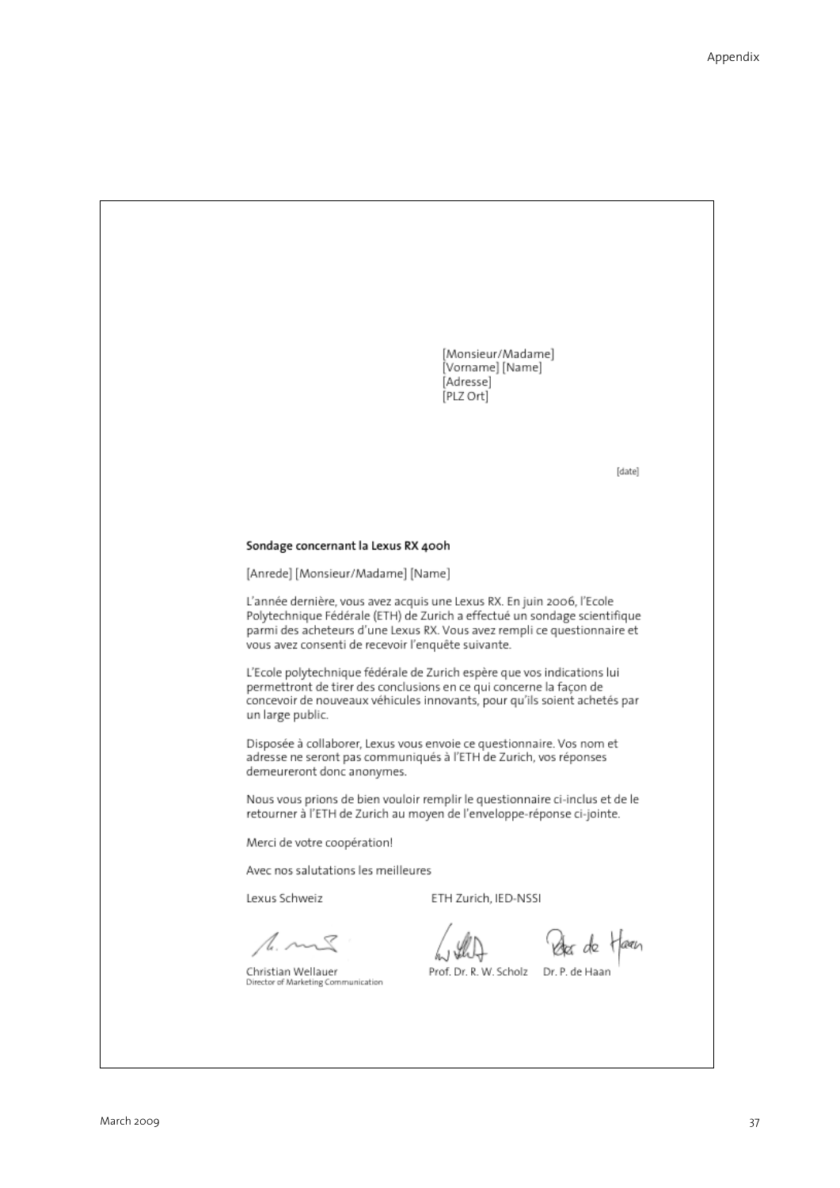[Monsieur/Madame]
[Vorname] [Name]
[Adresse]
[PLZ Ort]

[date]

**Sondage concernant la Lexus RX 400h**

[Anrede] [Monsieur/Madame] [Name]

L'année dernière, vous avez acquis une Lexus RX. En juin 2006, l'Ecole Polytechnique Fédérale (ETH) de Zurich a effectué un sondage scientifique parmi des acheteurs d'une Lexus RX. Vous avez rempli ce questionnaire et vous avez consenti de recevoir l'enquête suivante.

L'Ecole polytechnique fédérale de Zurich espère que vos indications lui permettront de tirer des conclusions en ce qui concerne la façon de concevoir de nouveaux véhicules innovants, pour qu'ils soient achetés par un large public.

Disposée à collaborer, Lexus vous envoie ce questionnaire. Vos nom et adresse ne seront pas communiqués à l'ETH de Zurich, vos réponses demeureront donc anonymes.

Nous vous prions de bien vouloir remplir le questionnaire ci-inclus et de le retourner à l'ETH de Zurich au moyen de l'enveloppe-réponse ci-jointe.

Merci de votre coopération!

Avec nos salutations les meilleures

Lexus Schweiz — ETH Zurich, IED-NSSI

Christian Wellauer
Director of Marketing Communication

Prof. Dr. R. W. Scholz — Dr. P. de Haan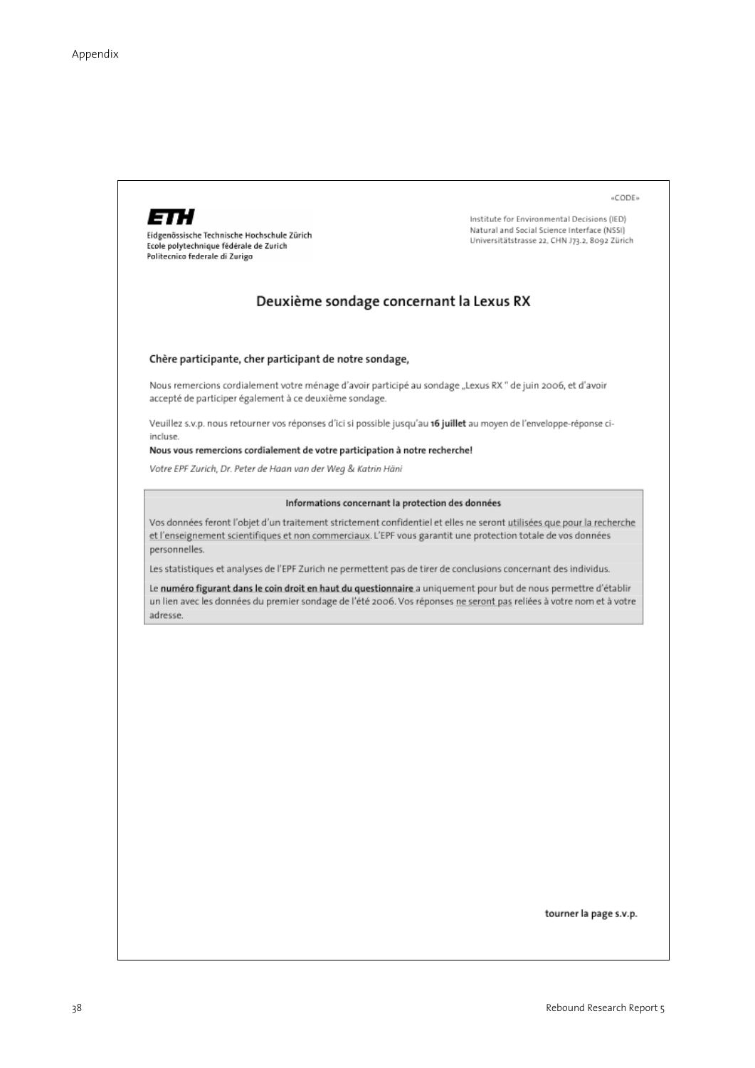«CODE»

**ETH**
Eidgenössische Technische Hochschule Zürich
Ecole polytechnique fédérale de Zurich
Politecnico federale di Zurigo

Institute for Environmental Decisions (IED)
Natural and Social Science Interface (NSSI)
Universitätstrasse 22, CHN J73.2, 8092 Zürich

## Deuxième sondage concernant la Lexus RX

**Chère participante, cher participant de notre sondage,**

Nous remercions cordialement votre ménage d'avoir participé au sondage „Lexus RX " de juin 2006, et d'avoir accepté de participer également à ce deuxième sondage.

Veuillez s.v.p. nous retourner vos réponses d'ici si possible jusqu'au **16 juillet** au moyen de l'enveloppe-réponse ci-incluse.

**Nous vous remercions cordialement de votre participation à notre recherche!**

*Votre EPF Zurich, Dr. Peter de Haan van der Weg & Katrin Häni*

**Informations concernant la protection des données**

Vos données feront l'objet d'un traitement strictement confidentiel et elles ne seront utilisées que pour la recherche et l'enseignement scientifiques et non commerciaux. L'EPF vous garantit une protection totale de vos données personnelles.

Les statistiques et analyses de l'EPF Zurich ne permettent pas de tirer de conclusions concernant des individus.

Le **numéro figurant dans le coin droit en haut du questionnaire** a uniquement pour but de nous permettre d'établir un lien avec les données du premier sondage de l'été 2006. Vos réponses ne seront pas reliées à votre nom et à votre adresse.

**tourner la page s.v.p.**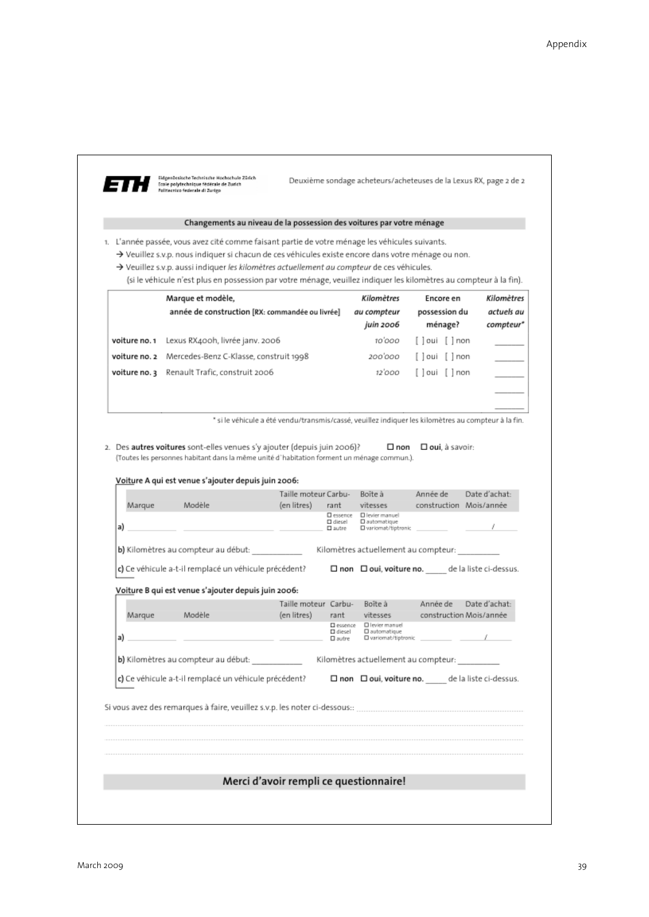ETH — Eidgenössische Technische Hochschule Zürich / Ecole polytechnique fédérale de Zurich / Politecnico federale di Zurigo

Deuxième sondage acheteurs/acheteuses de la Lexus RX, page 2 de 2

## Changements au niveau de la possession des voitures par votre ménage

1. L'année passée, vous avez cité comme faisant partie de votre ménage les véhicules suivants.
   → Veuillez s.v.p. nous indiquer si chacun de ces véhicules existe encore dans votre ménage ou non.
   → Veuillez s.v.p. aussi indiquer *les kilomètres actuellement au compteur* de ces véhicules.
   (si le véhicule n'est plus en possession par votre ménage, veuillez indiquer les kilomètres au compteur à la fin).

| | Marque et modèle, année de construction [RX: commandée ou livrée] | *Kilomètres au compteur juin 2006* | Encore en possession du ménage? | *Kilomètres actuels au compteur** |
|---|---|---|---|---|
| voiture no. 1 | Lexus RX400h, livrée janv. 2006 | *10'000* | [ ] oui [ ] non | ______ |
| voiture no. 2 | Mercedes-Benz C-Klasse, construit 1998 | *200'000* | [ ] oui [ ] non | ______ |
| voiture no. 3 | Renault Trafic, construit 2006 | *12'000* | [ ] oui [ ] non | ______ |
| | | | | ______ |
| | | | | ______ |

\* si le véhicule a été vendu/transmis/cassé, veuillez indiquer les kilomètres au compteur à la fin.

2. Des **autres voitures** sont-elles venues s'y ajouter (depuis juin 2006)? ☐ **non** ☐ **oui**, à savoir:
   (Toutes les personnes habitant dans la même unité d'habitation forment un ménage commun.).

**Voiture A qui est venue s'ajouter depuis juin 2006:**

| | Marque | Modèle | Taille moteur (en litres) | Carburant | Boîte à vitesses | Année de construction | Date d'achat: Mois/année |
|---|---|---|---|---|---|---|---|
| a) | ______ | ______ | ______ | ☐ essence ☐ diesel ☐ autre | ☐ levier manuel ☐ automatique ☐ variomat/tiptronic | ______ | ____/____ |

**b)** Kilomètres au compteur au début: ________ Kilomètres actuellement au compteur: ________

**c)** Ce véhicule a-t-il remplacé un véhicule précédent? ☐ **non** ☐ **oui, voiture no.** _____ de la liste ci-dessus.

**Voiture B qui est venue s'ajouter depuis juin 2006:**

| | Marque | Modèle | Taille moteur (en litres) | Carburant | Boîte à vitesses | Année de construction | Date d'achat: Mois/année |
|---|---|---|---|---|---|---|---|
| a) | ______ | ______ | ______ | ☐ essence ☐ diesel ☐ autre | ☐ levier manuel ☐ automatique ☐ variomat/tiptronic | ______ | ____/____ |

**b)** Kilomètres au compteur au début: ________ Kilomètres actuellement au compteur: ________

**c)** Ce véhicule a-t-il remplacé un véhicule précédent? ☐ **non** ☐ **oui, voiture no.** _____ de la liste ci-dessus.

Si vous avez des remarques à faire, veuillez s.v.p. les noter ci-dessous:: ............................................

..............................................................................................................................

..............................................................................................................................

..............................................................................................................................

## Merci d'avoir rempli ce questionnaire!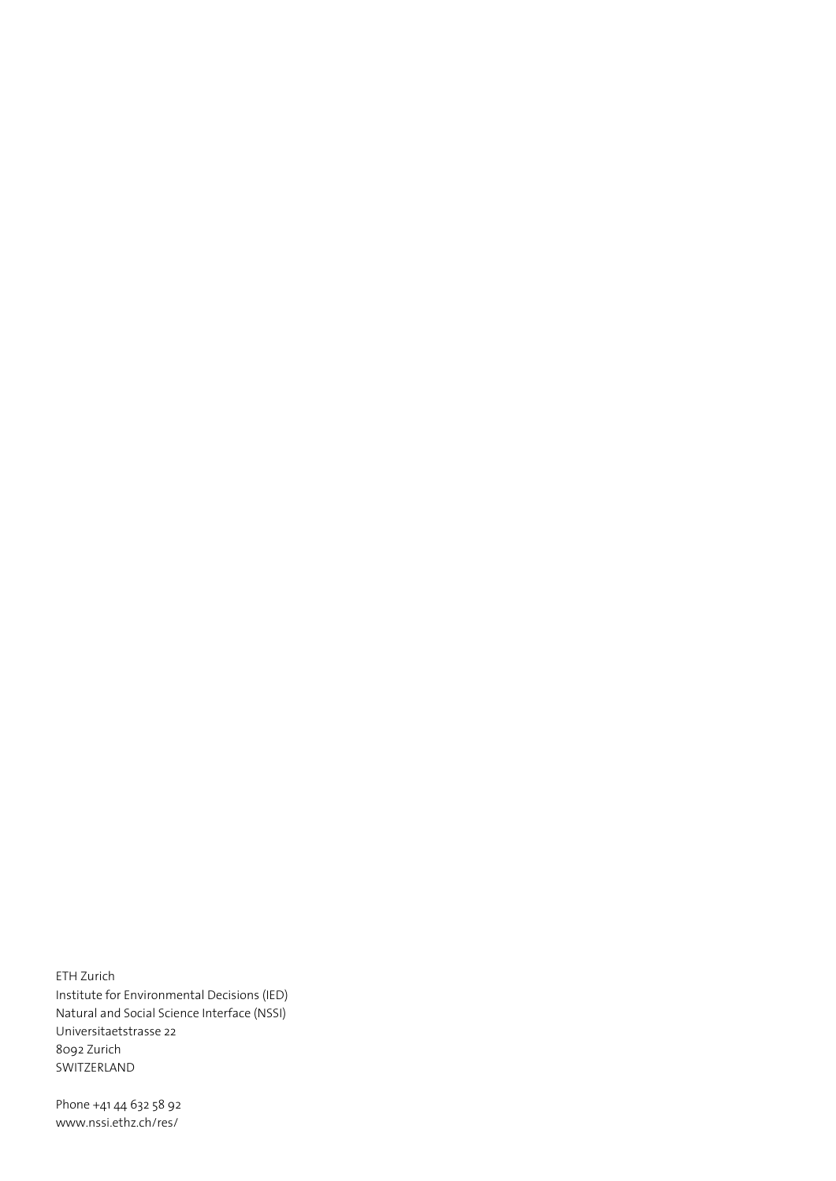ETH Zurich
Institute for Environmental Decisions (IED)
Natural and Social Science Interface (NSSI)
Universitaetstrasse 22
8092 Zurich
SWITZERLAND

Phone +41 44 632 58 92
www.nssi.ethz.ch/res/